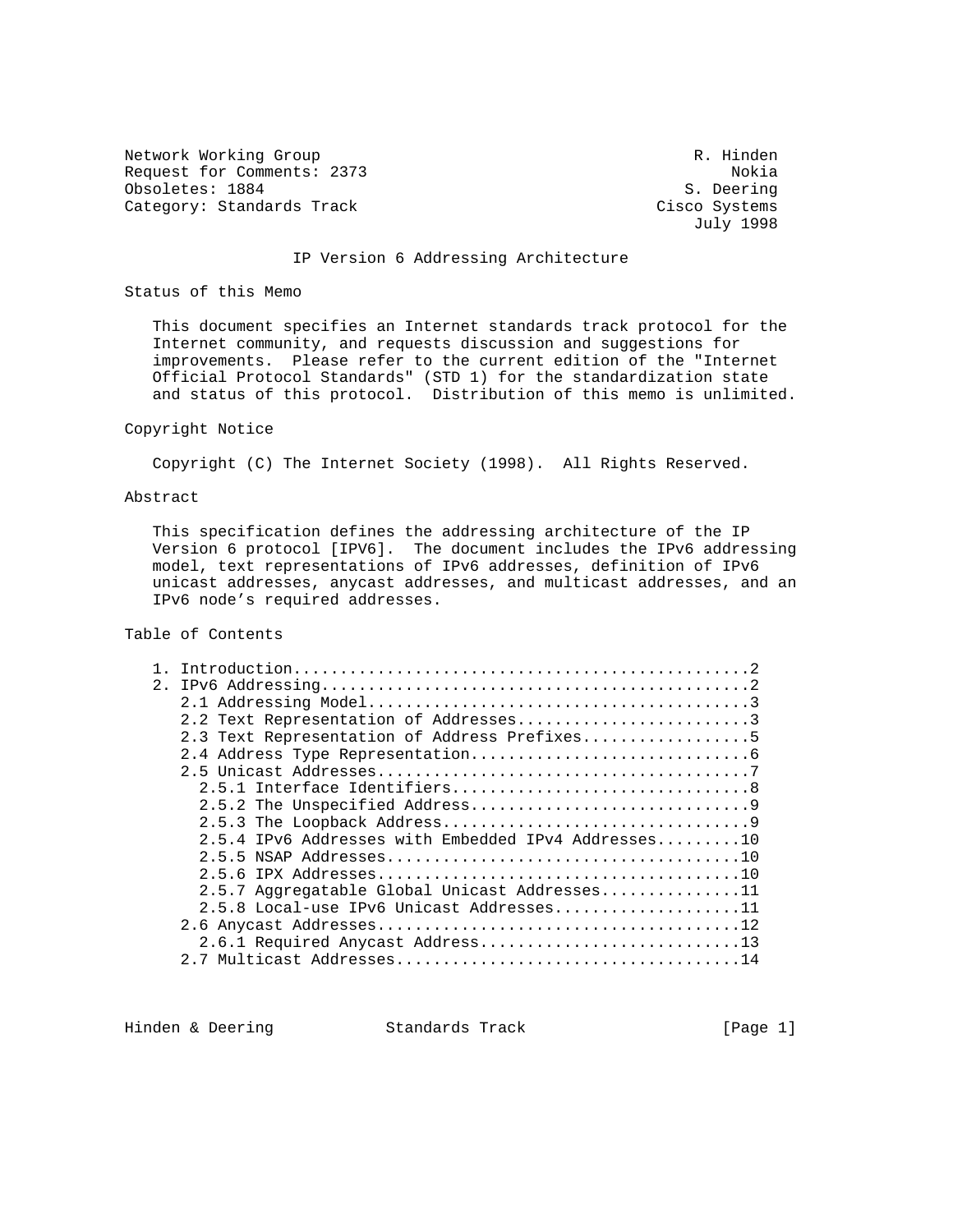Network Working Group R. Hinden
Request for Comments: 2373 Nokia
Obsoletes: 1884 S. Deering
Category: Standards Track Cisco Systems
July 1998

# IP Version 6 Addressing Architecture

## Status of this Memo

This document specifies an Internet standards track protocol for the Internet community, and requests discussion and suggestions for improvements. Please refer to the current edition of the "Internet Official Protocol Standards" (STD 1) for the standardization state and status of this protocol. Distribution of this memo is unlimited.

## Copyright Notice

Copyright (C) The Internet Society (1998). All Rights Reserved.

## Abstract

This specification defines the addressing architecture of the IP Version 6 protocol [IPV6]. The document includes the IPv6 addressing model, text representations of IPv6 addresses, definition of IPv6 unicast addresses, anycast addresses, and multicast addresses, and an IPv6 node's required addresses.

## Table of Contents

```
1. Introduction.................................................2
2. IPv6 Addressing..............................................2
   2.1 Addressing Model.........................................3
   2.2 Text Representation of Addresses.........................3
   2.3 Text Representation of Address Prefixes..................5
   2.4 Address Type Representation..............................6
   2.5 Unicast Addresses........................................7
     2.5.1 Interface Identifiers................................8
     2.5.2 The Unspecified Address..............................9
     2.5.3 The Loopback Address.................................9
     2.5.4 IPv6 Addresses with Embedded IPv4 Addresses.........10
     2.5.5 NSAP Addresses......................................10
     2.5.6 IPX Addresses.......................................10
     2.5.7 Aggregatable Global Unicast Addresses...............11
     2.5.8 Local-use IPv6 Unicast Addresses....................11
   2.6 Anycast Addresses.......................................12
     2.6.1 Required Anycast Address............................13
   2.7 Multicast Addresses.....................................14
```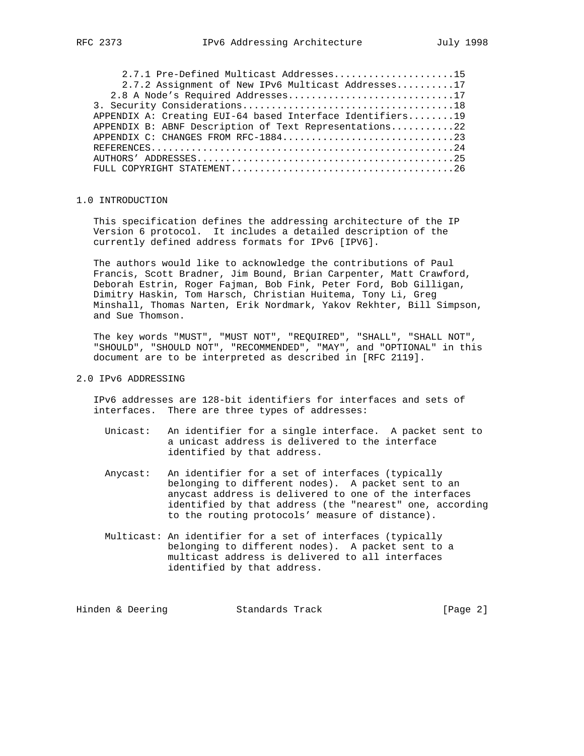```
      2.7.1 Pre-Defined Multicast Addresses.....................15
      2.7.2 Assignment of New IPv6 Multicast Addresses..........17
   2.8 A Node's Required Addresses.............................17
3. Security Considerations.....................................18
APPENDIX A: Creating EUI-64 based Interface Identifiers........19
APPENDIX B: ABNF Description of Text Representations...........22
APPENDIX C: CHANGES FROM RFC-1884..............................23
REFERENCES.....................................................24
AUTHORS' ADDRESSES.............................................25
FULL COPYRIGHT STATEMENT.......................................26
```

## 1.0 INTRODUCTION

This specification defines the addressing architecture of the IP Version 6 protocol. It includes a detailed description of the currently defined address formats for IPv6 [IPV6].

The authors would like to acknowledge the contributions of Paul Francis, Scott Bradner, Jim Bound, Brian Carpenter, Matt Crawford, Deborah Estrin, Roger Fajman, Bob Fink, Peter Ford, Bob Gilligan, Dimitry Haskin, Tom Harsch, Christian Huitema, Tony Li, Greg Minshall, Thomas Narten, Erik Nordmark, Yakov Rekhter, Bill Simpson, and Sue Thomson.

The key words "MUST", "MUST NOT", "REQUIRED", "SHALL", "SHALL NOT", "SHOULD", "SHOULD NOT", "RECOMMENDED", "MAY", and "OPTIONAL" in this document are to be interpreted as described in [RFC 2119].

## 2.0 IPv6 ADDRESSING

IPv6 addresses are 128-bit identifiers for interfaces and sets of interfaces. There are three types of addresses:

Unicast: An identifier for a single interface. A packet sent to a unicast address is delivered to the interface identified by that address.

Anycast: An identifier for a set of interfaces (typically belonging to different nodes). A packet sent to an anycast address is delivered to one of the interfaces identified by that address (the "nearest" one, according to the routing protocols' measure of distance).

Multicast: An identifier for a set of interfaces (typically belonging to different nodes). A packet sent to a multicast address is delivered to all interfaces identified by that address.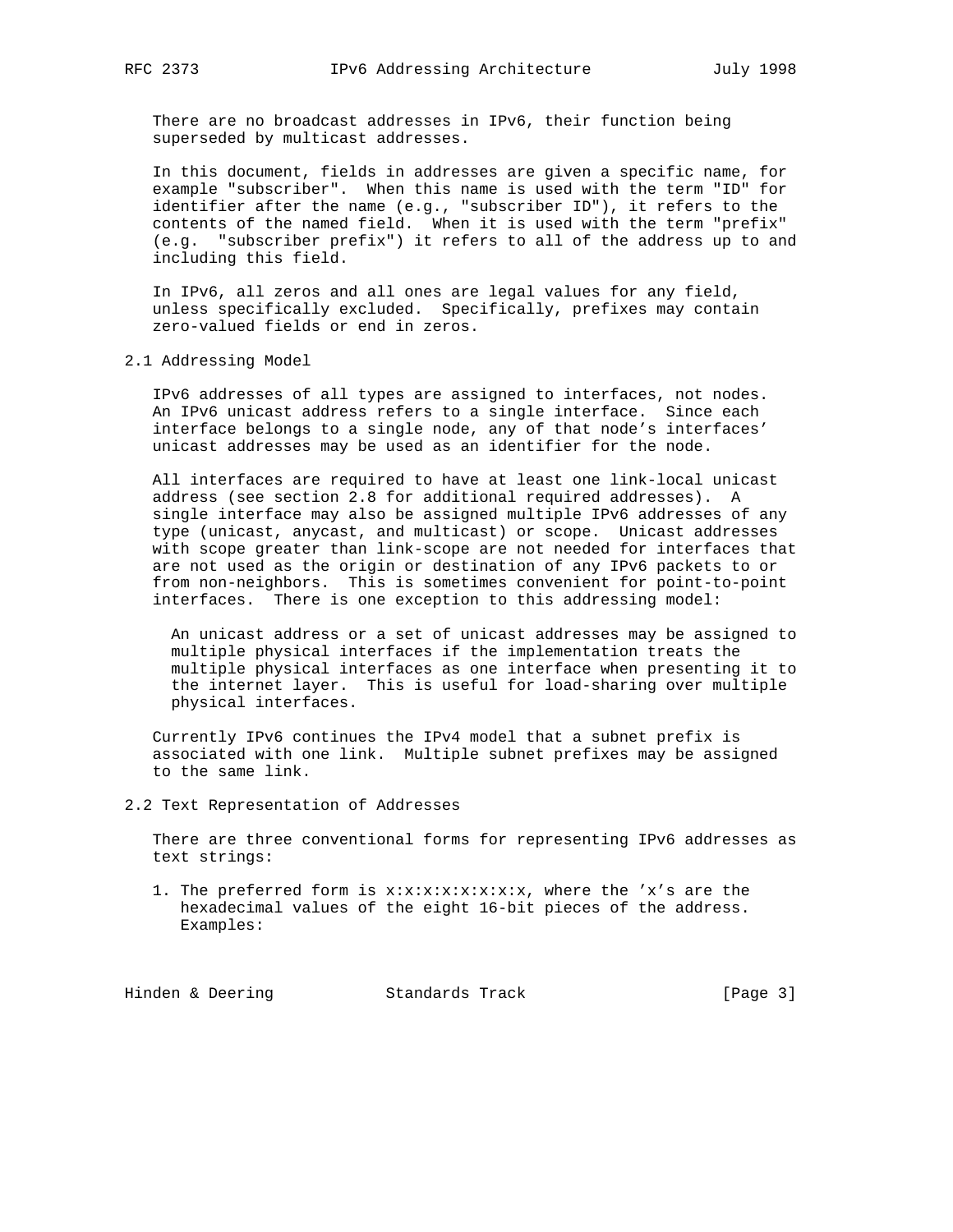There are no broadcast addresses in IPv6, their function being superseded by multicast addresses.

In this document, fields in addresses are given a specific name, for example "subscriber". When this name is used with the term "ID" for identifier after the name (e.g., "subscriber ID"), it refers to the contents of the named field. When it is used with the term "prefix" (e.g. "subscriber prefix") it refers to all of the address up to and including this field.

In IPv6, all zeros and all ones are legal values for any field, unless specifically excluded. Specifically, prefixes may contain zero-valued fields or end in zeros.

## 2.1 Addressing Model

IPv6 addresses of all types are assigned to interfaces, not nodes. An IPv6 unicast address refers to a single interface. Since each interface belongs to a single node, any of that node's interfaces' unicast addresses may be used as an identifier for the node.

All interfaces are required to have at least one link-local unicast address (see section 2.8 for additional required addresses). A single interface may also be assigned multiple IPv6 addresses of any type (unicast, anycast, and multicast) or scope. Unicast addresses with scope greater than link-scope are not needed for interfaces that are not used as the origin or destination of any IPv6 packets to or from non-neighbors. This is sometimes convenient for point-to-point interfaces. There is one exception to this addressing model:

> An unicast address or a set of unicast addresses may be assigned to multiple physical interfaces if the implementation treats the multiple physical interfaces as one interface when presenting it to the internet layer. This is useful for load-sharing over multiple physical interfaces.

Currently IPv6 continues the IPv4 model that a subnet prefix is associated with one link. Multiple subnet prefixes may be assigned to the same link.

## 2.2 Text Representation of Addresses

There are three conventional forms for representing IPv6 addresses as text strings:

1. The preferred form is x:x:x:x:x:x:x:x, where the 'x's are the hexadecimal values of the eight 16-bit pieces of the address. Examples: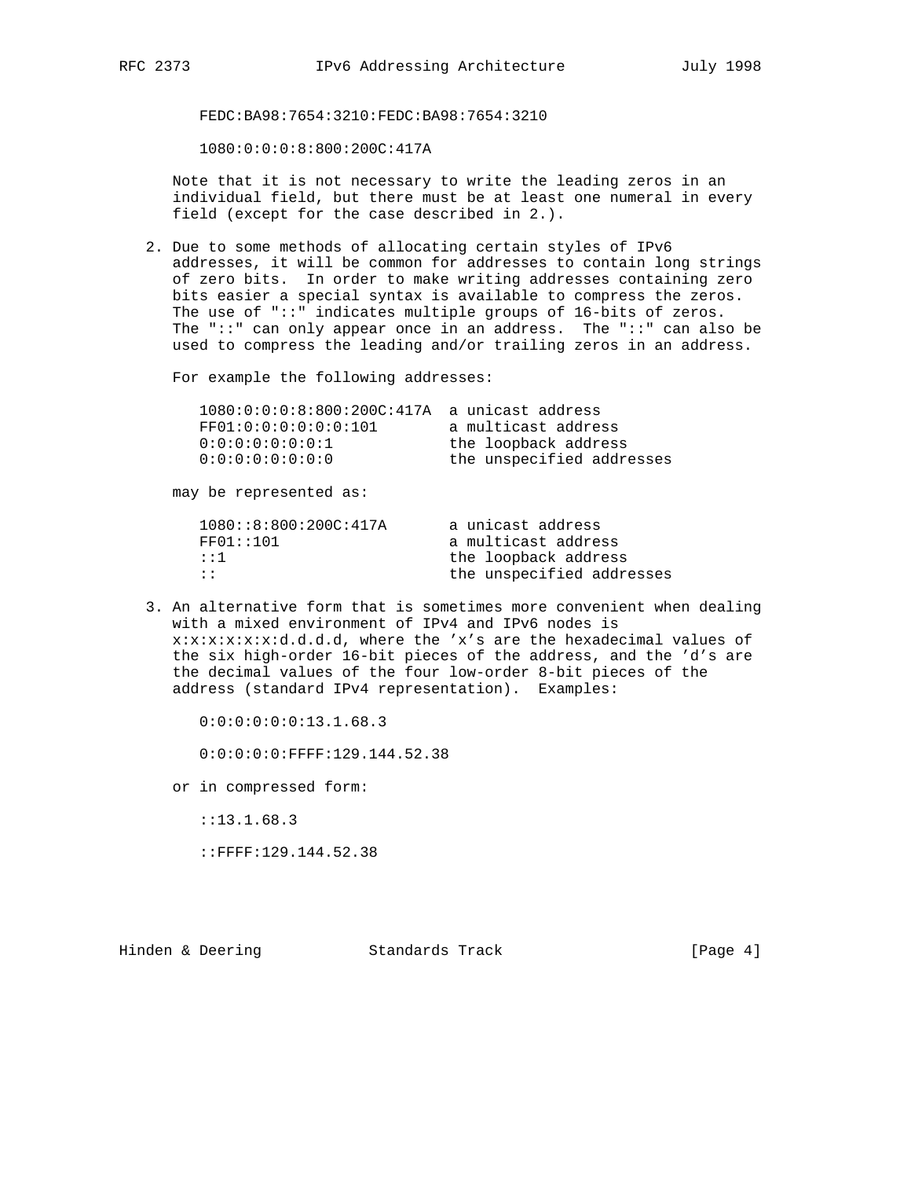```
FEDC:BA98:7654:3210:FEDC:BA98:7654:3210

1080:0:0:0:8:800:200C:417A
```

Note that it is not necessary to write the leading zeros in an individual field, but there must be at least one numeral in every field (except for the case described in 2.).

2. Due to some methods of allocating certain styles of IPv6 addresses, it will be common for addresses to contain long strings of zero bits. In order to make writing addresses containing zero bits easier a special syntax is available to compress the zeros. The use of "::" indicates multiple groups of 16-bits of zeros. The "::" can only appear once in an address. The "::" can also be used to compress the leading and/or trailing zeros in an address.

   For example the following addresses:

   ```
   1080:0:0:0:8:800:200C:417A  a unicast address
   FF01:0:0:0:0:0:0:101        a multicast address
   0:0:0:0:0:0:0:1             the loopback address
   0:0:0:0:0:0:0:0             the unspecified addresses
   ```

   may be represented as:

   ```
   1080::8:800:200C:417A       a unicast address
   FF01::101                   a multicast address
   ::1                         the loopback address
   ::                          the unspecified addresses
   ```

3. An alternative form that is sometimes more convenient when dealing with a mixed environment of IPv4 and IPv6 nodes is x:x:x:x:x:x:d.d.d.d, where the 'x's are the hexadecimal values of the six high-order 16-bit pieces of the address, and the 'd's are the decimal values of the four low-order 8-bit pieces of the address (standard IPv4 representation). Examples:

   ```
   0:0:0:0:0:0:13.1.68.3

   0:0:0:0:0:FFFF:129.144.52.38
   ```

   or in compressed form:

   ```
   ::13.1.68.3

   ::FFFF:129.144.52.38
   ```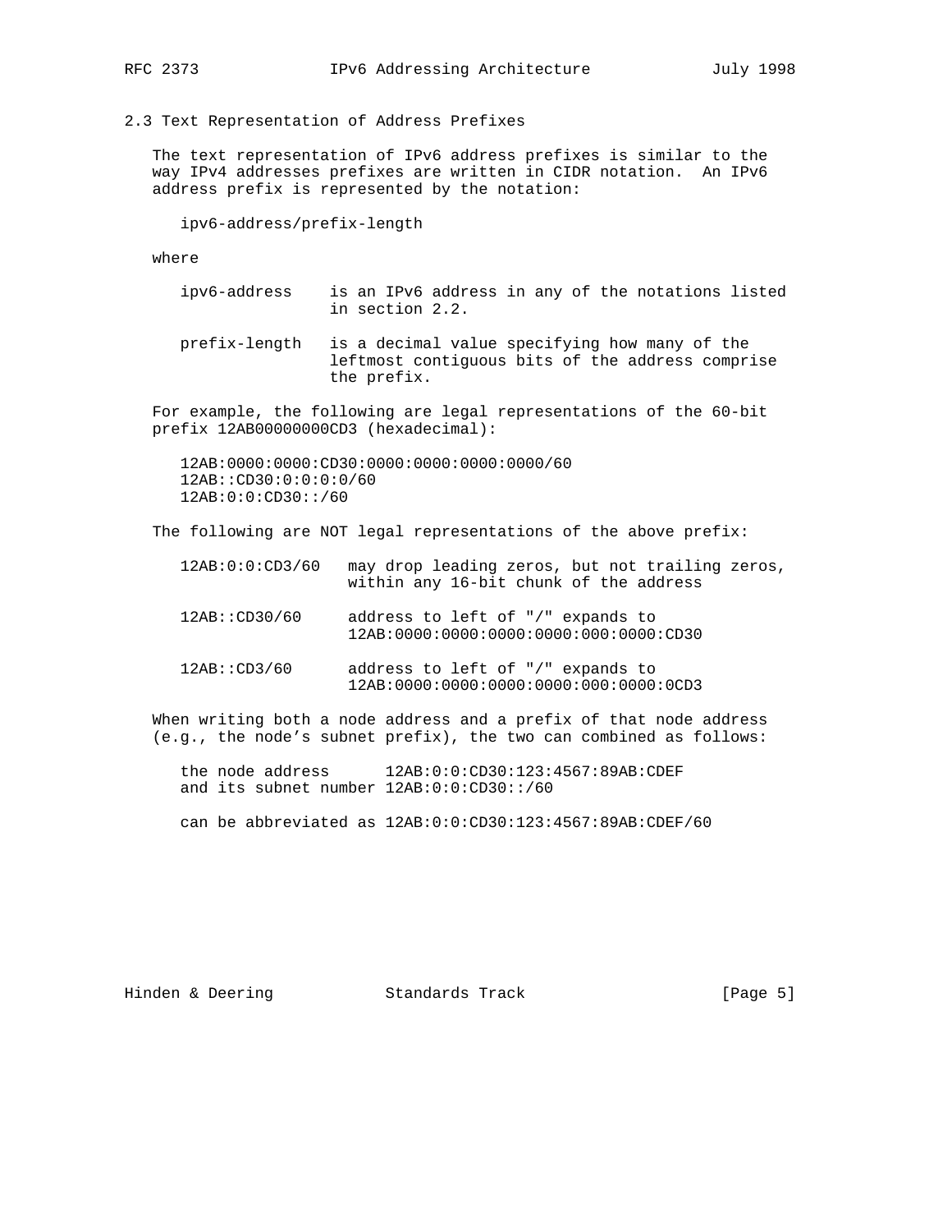### 2.3 Text Representation of Address Prefixes

The text representation of IPv6 address prefixes is similar to the way IPv4 addresses prefixes are written in CIDR notation. An IPv6 address prefix is represented by the notation:

```
ipv6-address/prefix-length
```

where

- **ipv6-address** is an IPv6 address in any of the notations listed in section 2.2.
- **prefix-length** is a decimal value specifying how many of the leftmost contiguous bits of the address comprise the prefix.

For example, the following are legal representations of the 60-bit prefix 12AB00000000CD3 (hexadecimal):

```
12AB:0000:0000:CD30:0000:0000:0000:0000/60
12AB::CD30:0:0:0:0/60
12AB:0:0:CD30::/60
```

The following are NOT legal representations of the above prefix:

```
12AB:0:0:CD3/60   may drop leading zeros, but not trailing zeros,
                  within any 16-bit chunk of the address

12AB::CD30/60     address to left of "/" expands to
                  12AB:0000:0000:0000:0000:000:0000:CD30

12AB::CD3/60      address to left of "/" expands to
                  12AB:0000:0000:0000:0000:000:0000:0CD3
```

When writing both a node address and a prefix of that node address (e.g., the node's subnet prefix), the two can combined as follows:

```
the node address      12AB:0:0:CD30:123:4567:89AB:CDEF
and its subnet number 12AB:0:0:CD30::/60

can be abbreviated as 12AB:0:0:CD30:123:4567:89AB:CDEF/60
```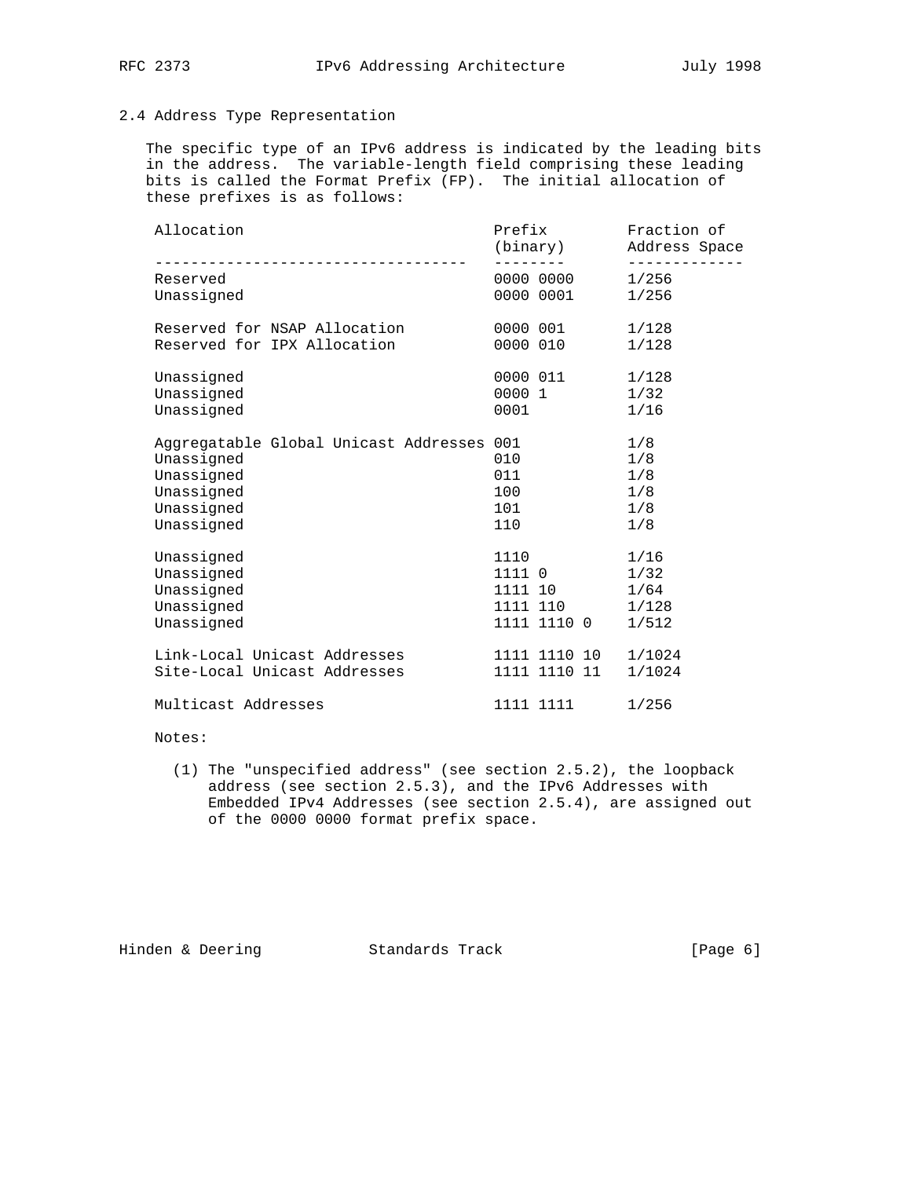### 2.4 Address Type Representation

The specific type of an IPv6 address is indicated by the leading bits in the address. The variable-length field comprising these leading bits is called the Format Prefix (FP). The initial allocation of these prefixes is as follows:

| Allocation | Prefix (binary) | Fraction of Address Space |
|---|---|---|
| Reserved | 0000 0000 | 1/256 |
| Unassigned | 0000 0001 | 1/256 |
| Reserved for NSAP Allocation | 0000 001 | 1/128 |
| Reserved for IPX Allocation | 0000 010 | 1/128 |
| Unassigned | 0000 011 | 1/128 |
| Unassigned | 0000 1 | 1/32 |
| Unassigned | 0001 | 1/16 |
| Aggregatable Global Unicast Addresses | 001 | 1/8 |
| Unassigned | 010 | 1/8 |
| Unassigned | 011 | 1/8 |
| Unassigned | 100 | 1/8 |
| Unassigned | 101 | 1/8 |
| Unassigned | 110 | 1/8 |
| Unassigned | 1110 | 1/16 |
| Unassigned | 1111 0 | 1/32 |
| Unassigned | 1111 10 | 1/64 |
| Unassigned | 1111 110 | 1/128 |
| Unassigned | 1111 1110 0 | 1/512 |
| Link-Local Unicast Addresses | 1111 1110 10 | 1/1024 |
| Site-Local Unicast Addresses | 1111 1110 11 | 1/1024 |
| Multicast Addresses | 1111 1111 | 1/256 |

Notes:

(1) The "unspecified address" (see section 2.5.2), the loopback address (see section 2.5.3), and the IPv6 Addresses with Embedded IPv4 Addresses (see section 2.5.4), are assigned out of the 0000 0000 format prefix space.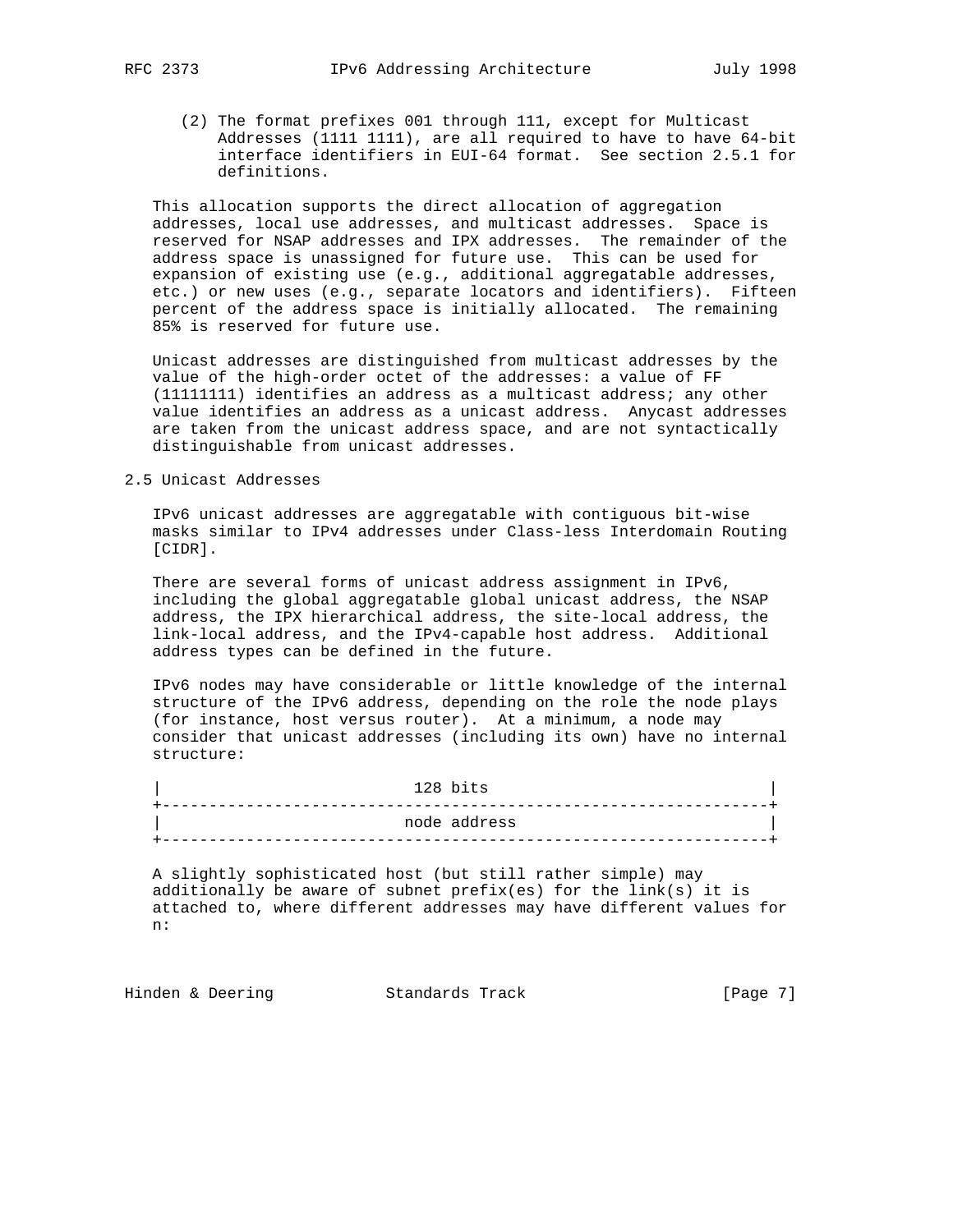(2) The format prefixes 001 through 111, except for Multicast Addresses (1111 1111), are all required to have to have 64-bit interface identifiers in EUI-64 format. See section 2.5.1 for definitions.

This allocation supports the direct allocation of aggregation addresses, local use addresses, and multicast addresses. Space is reserved for NSAP addresses and IPX addresses. The remainder of the address space is unassigned for future use. This can be used for expansion of existing use (e.g., additional aggregatable addresses, etc.) or new uses (e.g., separate locators and identifiers). Fifteen percent of the address space is initially allocated. The remaining 85% is reserved for future use.

Unicast addresses are distinguished from multicast addresses by the value of the high-order octet of the addresses: a value of FF (11111111) identifies an address as a multicast address; any other value identifies an address as a unicast address. Anycast addresses are taken from the unicast address space, and are not syntactically distinguishable from unicast addresses.

## 2.5 Unicast Addresses

IPv6 unicast addresses are aggregatable with contiguous bit-wise masks similar to IPv4 addresses under Class-less Interdomain Routing [CIDR].

There are several forms of unicast address assignment in IPv6, including the global aggregatable global unicast address, the NSAP address, the IPX hierarchical address, the site-local address, the link-local address, and the IPv4-capable host address. Additional address types can be defined in the future.

IPv6 nodes may have considerable or little knowledge of the internal structure of the IPv6 address, depending on the role the node plays (for instance, host versus router). At a minimum, a node may consider that unicast addresses (including its own) have no internal structure:

```
|                           128 bits                              |
+-----------------------------------------------------------------+
|                          node address                           |
+-----------------------------------------------------------------+
```

A slightly sophisticated host (but still rather simple) may additionally be aware of subnet prefix(es) for the link(s) it is attached to, where different addresses may have different values for n: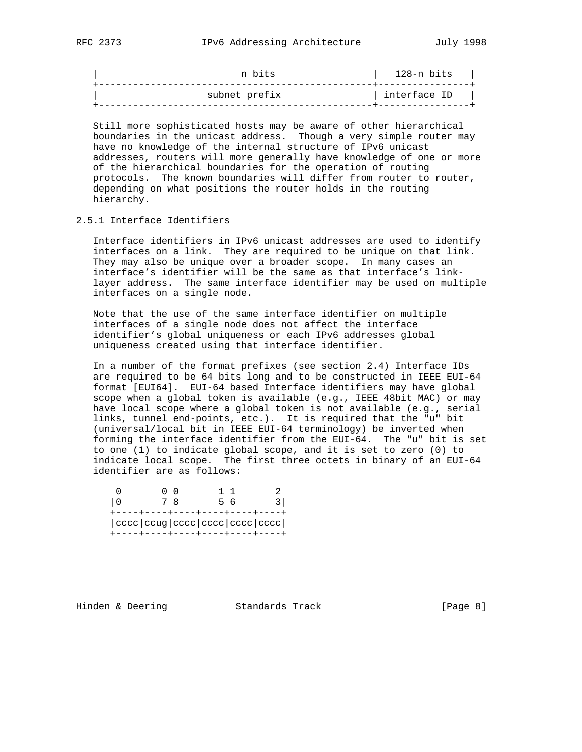```
|                         n bits                 |    128-n bits   |
+------------------------------------------------+-----------------+
|                   subnet prefix                | interface ID    |
+------------------------------------------------+-----------------+
```

Still more sophisticated hosts may be aware of other hierarchical boundaries in the unicast address. Though a very simple router may have no knowledge of the internal structure of IPv6 unicast addresses, routers will more generally have knowledge of one or more of the hierarchical boundaries for the operation of routing protocols. The known boundaries will differ from router to router, depending on what positions the router holds in the routing hierarchy.

### 2.5.1 Interface Identifiers

Interface identifiers in IPv6 unicast addresses are used to identify interfaces on a link. They are required to be unique on that link. They may also be unique over a broader scope. In many cases an interface's identifier will be the same as that interface's link-layer address. The same interface identifier may be used on multiple interfaces on a single node.

Note that the use of the same interface identifier on multiple interfaces of a single node does not affect the interface identifier's global uniqueness or each IPv6 addresses global uniqueness created using that interface identifier.

In a number of the format prefixes (see section 2.4) Interface IDs are required to be 64 bits long and to be constructed in IEEE EUI-64 format [EUI64]. EUI-64 based Interface identifiers may have global scope when a global token is available (e.g., IEEE 48bit MAC) or may have local scope where a global token is not available (e.g., serial links, tunnel end-points, etc.). It is required that the "u" bit (universal/local bit in IEEE EUI-64 terminology) be inverted when forming the interface identifier from the EUI-64. The "u" bit is set to one (1) to indicate global scope, and it is set to zero (0) to indicate local scope. The first three octets in binary of an EUI-64 identifier are as follows:

```
 0       0 0       1 1       2
|0       7 8       5 6       3|
+----+----+----+----+----+----+
|cccc|ccug|cccc|cccc|cccc|cccc|
+----+----+----+----+----+----+
```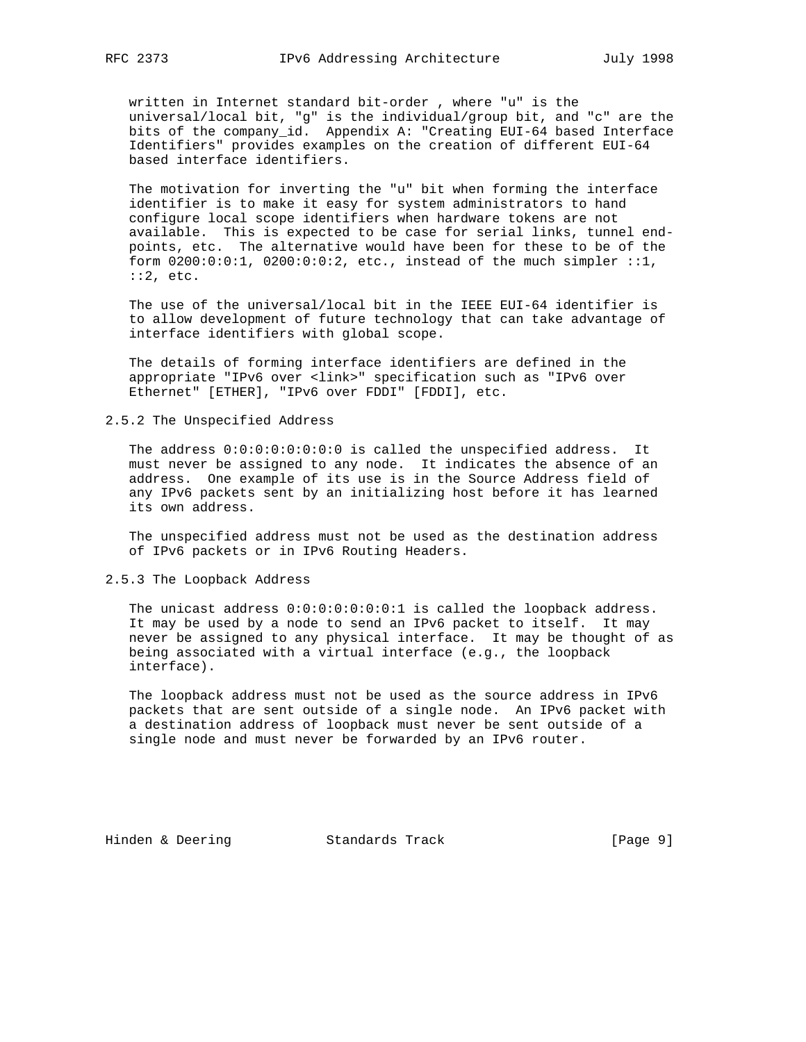written in Internet standard bit-order , where "u" is the universal/local bit, "g" is the individual/group bit, and "c" are the bits of the company_id. Appendix A: "Creating EUI-64 based Interface Identifiers" provides examples on the creation of different EUI-64 based interface identifiers.

The motivation for inverting the "u" bit when forming the interface identifier is to make it easy for system administrators to hand configure local scope identifiers when hardware tokens are not available. This is expected to be case for serial links, tunnel end-points, etc. The alternative would have been for these to be of the form 0200:0:0:1, 0200:0:0:2, etc., instead of the much simpler ::1, ::2, etc.

The use of the universal/local bit in the IEEE EUI-64 identifier is to allow development of future technology that can take advantage of interface identifiers with global scope.

The details of forming interface identifiers are defined in the appropriate "IPv6 over <link>" specification such as "IPv6 over Ethernet" [ETHER], "IPv6 over FDDI" [FDDI], etc.

### 2.5.2 The Unspecified Address

The address 0:0:0:0:0:0:0:0 is called the unspecified address. It must never be assigned to any node. It indicates the absence of an address. One example of its use is in the Source Address field of any IPv6 packets sent by an initializing host before it has learned its own address.

The unspecified address must not be used as the destination address of IPv6 packets or in IPv6 Routing Headers.

### 2.5.3 The Loopback Address

The unicast address 0:0:0:0:0:0:0:1 is called the loopback address. It may be used by a node to send an IPv6 packet to itself. It may never be assigned to any physical interface. It may be thought of as being associated with a virtual interface (e.g., the loopback interface).

The loopback address must not be used as the source address in IPv6 packets that are sent outside of a single node. An IPv6 packet with a destination address of loopback must never be sent outside of a single node and must never be forwarded by an IPv6 router.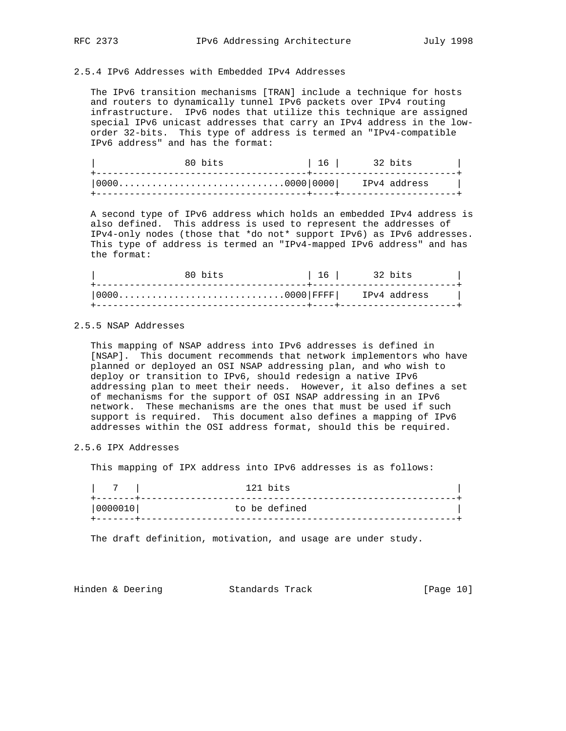### 2.5.4 IPv6 Addresses with Embedded IPv4 Addresses

The IPv6 transition mechanisms [TRAN] include a technique for hosts and routers to dynamically tunnel IPv6 packets over IPv4 routing infrastructure. IPv6 nodes that utilize this technique are assigned special IPv6 unicast addresses that carry an IPv4 address in the low-order 32-bits. This type of address is termed an "IPv4-compatible IPv6 address" and has the format:

```
|                80 bits               | 16 |      32 bits        |
+--------------------------------------+--------------------------+
|0000..............................0000|0000|    IPv4 address     |
+--------------------------------------+----+---------------------+
```

A second type of IPv6 address which holds an embedded IPv4 address is also defined. This address is used to represent the addresses of IPv4-only nodes (those that *do not* support IPv6) as IPv6 addresses. This type of address is termed an "IPv4-mapped IPv6 address" and has the format:

```
|                80 bits               | 16 |      32 bits        |
+--------------------------------------+--------------------------+
|0000..............................0000|FFFF|    IPv4 address     |
+--------------------------------------+----+---------------------+
```

### 2.5.5 NSAP Addresses

This mapping of NSAP address into IPv6 addresses is defined in [NSAP]. This document recommends that network implementors who have planned or deployed an OSI NSAP addressing plan, and who wish to deploy or transition to IPv6, should redesign a native IPv6 addressing plan to meet their needs. However, it also defines a set of mechanisms for the support of OSI NSAP addressing in an IPv6 network. These mechanisms are the ones that must be used if such support is required. This document also defines a mapping of IPv6 addresses within the OSI address format, should this be required.

### 2.5.6 IPX Addresses

This mapping of IPX address into IPv6 addresses is as follows:

```
|   7   |                   121 bits                               |
+-------+----------------------------------------------------------+
|0000010|                 to be defined                            |
+-------+----------------------------------------------------------+
```

The draft definition, motivation, and usage are under study.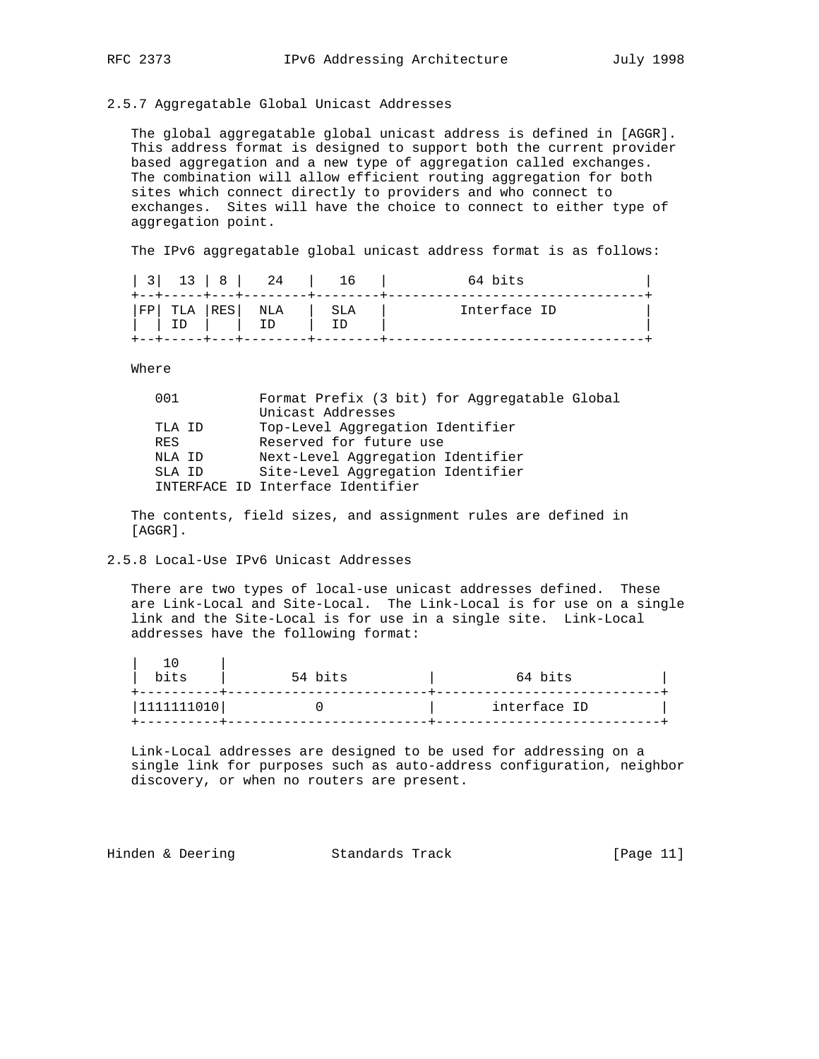### 2.5.7 Aggregatable Global Unicast Addresses

The global aggregatable global unicast address is defined in [AGGR]. This address format is designed to support both the current provider based aggregation and a new type of aggregation called exchanges. The combination will allow efficient routing aggregation for both sites which connect directly to providers and who connect to exchanges. Sites will have the choice to connect to either type of aggregation point.

The IPv6 aggregatable global unicast address format is as follows:

```
| 3|  13 | 8 |   24   |   16   |          64 bits               |
+--+-----+---+--------+--------+--------------------------------+
|FP| TLA |RES|  NLA   |  SLA   |         Interface ID           |
|  | ID  |   |  ID    |  ID    |                                |
+--+-----+---+--------+--------+--------------------------------+
```

Where

```
001          Format Prefix (3 bit) for Aggregatable Global
             Unicast Addresses
TLA ID       Top-Level Aggregation Identifier
RES          Reserved for future use
NLA ID       Next-Level Aggregation Identifier
SLA ID       Site-Level Aggregation Identifier
INTERFACE ID Interface Identifier
```

The contents, field sizes, and assignment rules are defined in [AGGR].

### 2.5.8 Local-Use IPv6 Unicast Addresses

There are two types of local-use unicast addresses defined. These are Link-Local and Site-Local. The Link-Local is for use on a single link and the Site-Local is for use in a single site. Link-Local addresses have the following format:

```
|   10     |
|  bits    |        54 bits          |          64 bits           |
+----------+-------------------------+----------------------------+
|1111111010|           0             |       interface ID         |
+----------+-------------------------+----------------------------+
```

Link-Local addresses are designed to be used for addressing on a single link for purposes such as auto-address configuration, neighbor discovery, or when no routers are present.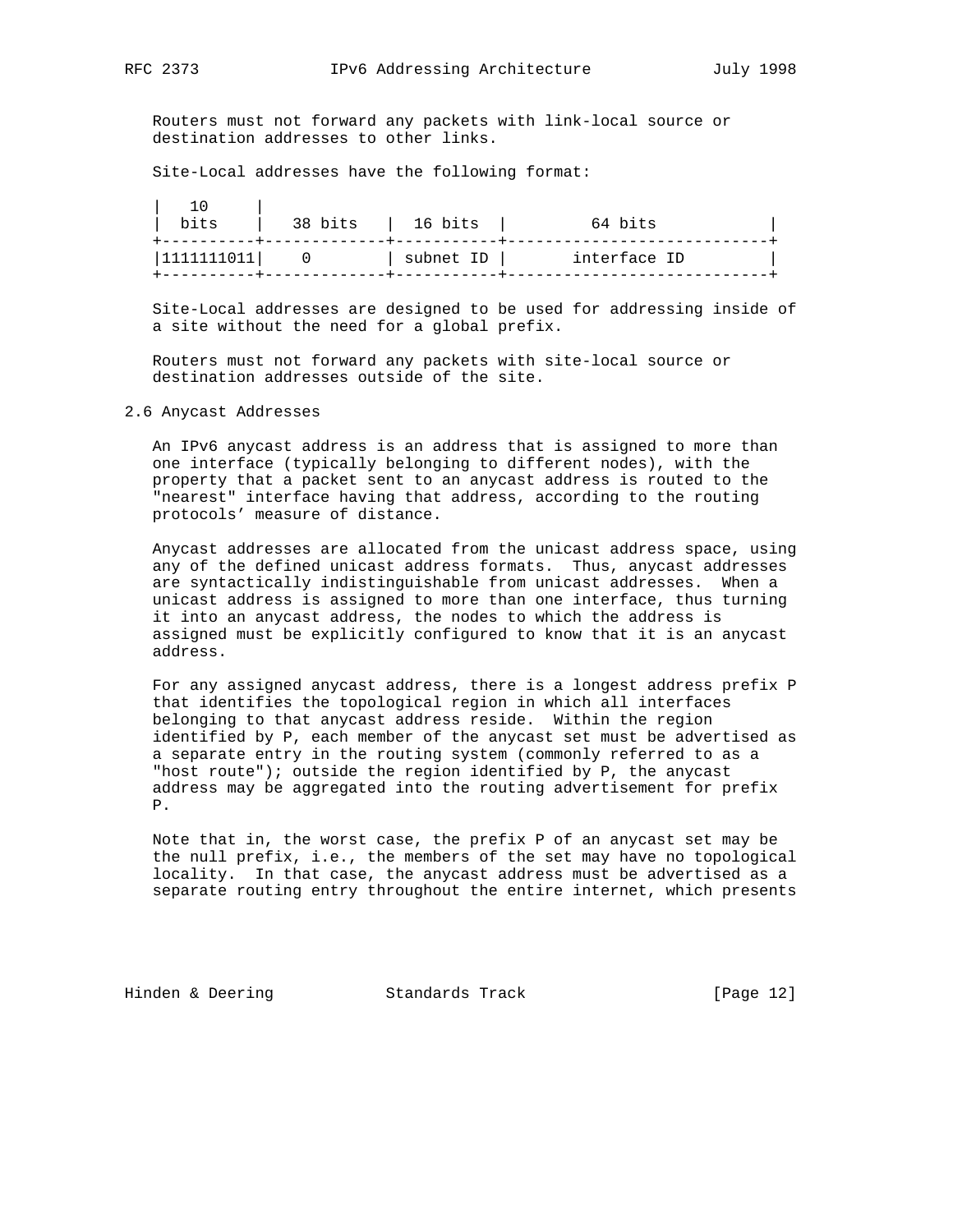Routers must not forward any packets with link-local source or destination addresses to other links.

Site-Local addresses have the following format:

```
|   10     |
|  bits    |   38 bits   |  16 bits  |         64 bits            |
+----------+-------------+-----------+----------------------------+
|1111111011|    0        | subnet ID |       interface ID         |
+----------+-------------+-----------+----------------------------+
```

Site-Local addresses are designed to be used for addressing inside of a site without the need for a global prefix.

Routers must not forward any packets with site-local source or destination addresses outside of the site.

## 2.6 Anycast Addresses

An IPv6 anycast address is an address that is assigned to more than one interface (typically belonging to different nodes), with the property that a packet sent to an anycast address is routed to the "nearest" interface having that address, according to the routing protocols' measure of distance.

Anycast addresses are allocated from the unicast address space, using any of the defined unicast address formats. Thus, anycast addresses are syntactically indistinguishable from unicast addresses. When a unicast address is assigned to more than one interface, thus turning it into an anycast address, the nodes to which the address is assigned must be explicitly configured to know that it is an anycast address.

For any assigned anycast address, there is a longest address prefix P that identifies the topological region in which all interfaces belonging to that anycast address reside. Within the region identified by P, each member of the anycast set must be advertised as a separate entry in the routing system (commonly referred to as a "host route"); outside the region identified by P, the anycast address may be aggregated into the routing advertisement for prefix P.

Note that in, the worst case, the prefix P of an anycast set may be the null prefix, i.e., the members of the set may have no topological locality. In that case, the anycast address must be advertised as a separate routing entry throughout the entire internet, which presents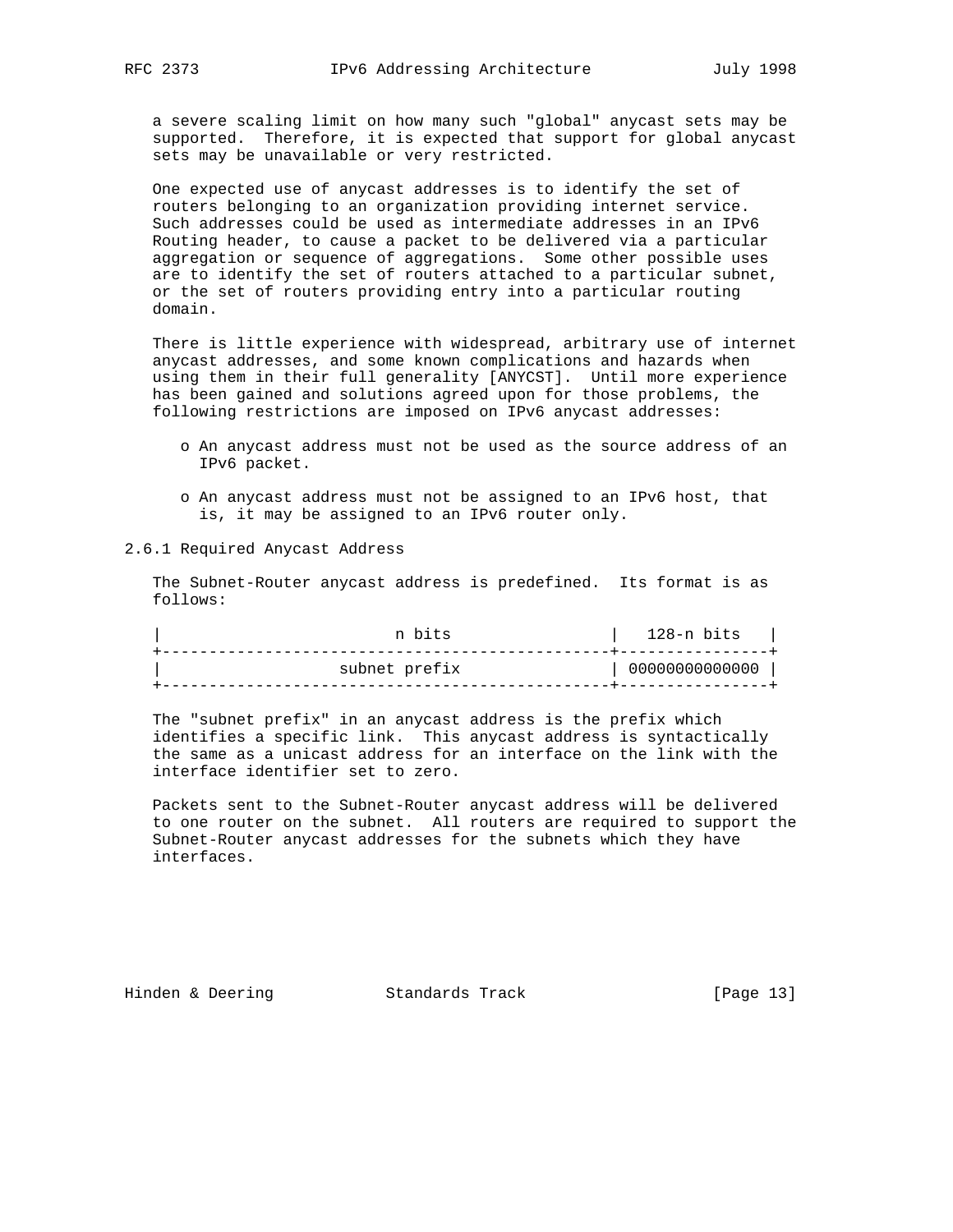a severe scaling limit on how many such "global" anycast sets may be supported. Therefore, it is expected that support for global anycast sets may be unavailable or very restricted.

One expected use of anycast addresses is to identify the set of routers belonging to an organization providing internet service. Such addresses could be used as intermediate addresses in an IPv6 Routing header, to cause a packet to be delivered via a particular aggregation or sequence of aggregations. Some other possible uses are to identify the set of routers attached to a particular subnet, or the set of routers providing entry into a particular routing domain.

There is little experience with widespread, arbitrary use of internet anycast addresses, and some known complications and hazards when using them in their full generality [ANYCST]. Until more experience has been gained and solutions agreed upon for those problems, the following restrictions are imposed on IPv6 anycast addresses:

- An anycast address must not be used as the source address of an IPv6 packet.
- An anycast address must not be assigned to an IPv6 host, that is, it may be assigned to an IPv6 router only.

### 2.6.1 Required Anycast Address

The Subnet-Router anycast address is predefined. Its format is as follows:

```
|                         n bits                 |   128-n bits   |
+------------------------------------------------+----------------+
|                   subnet prefix                | 00000000000000 |
+------------------------------------------------+----------------+
```

The "subnet prefix" in an anycast address is the prefix which identifies a specific link. This anycast address is syntactically the same as a unicast address for an interface on the link with the interface identifier set to zero.

Packets sent to the Subnet-Router anycast address will be delivered to one router on the subnet. All routers are required to support the Subnet-Router anycast addresses for the subnets which they have interfaces.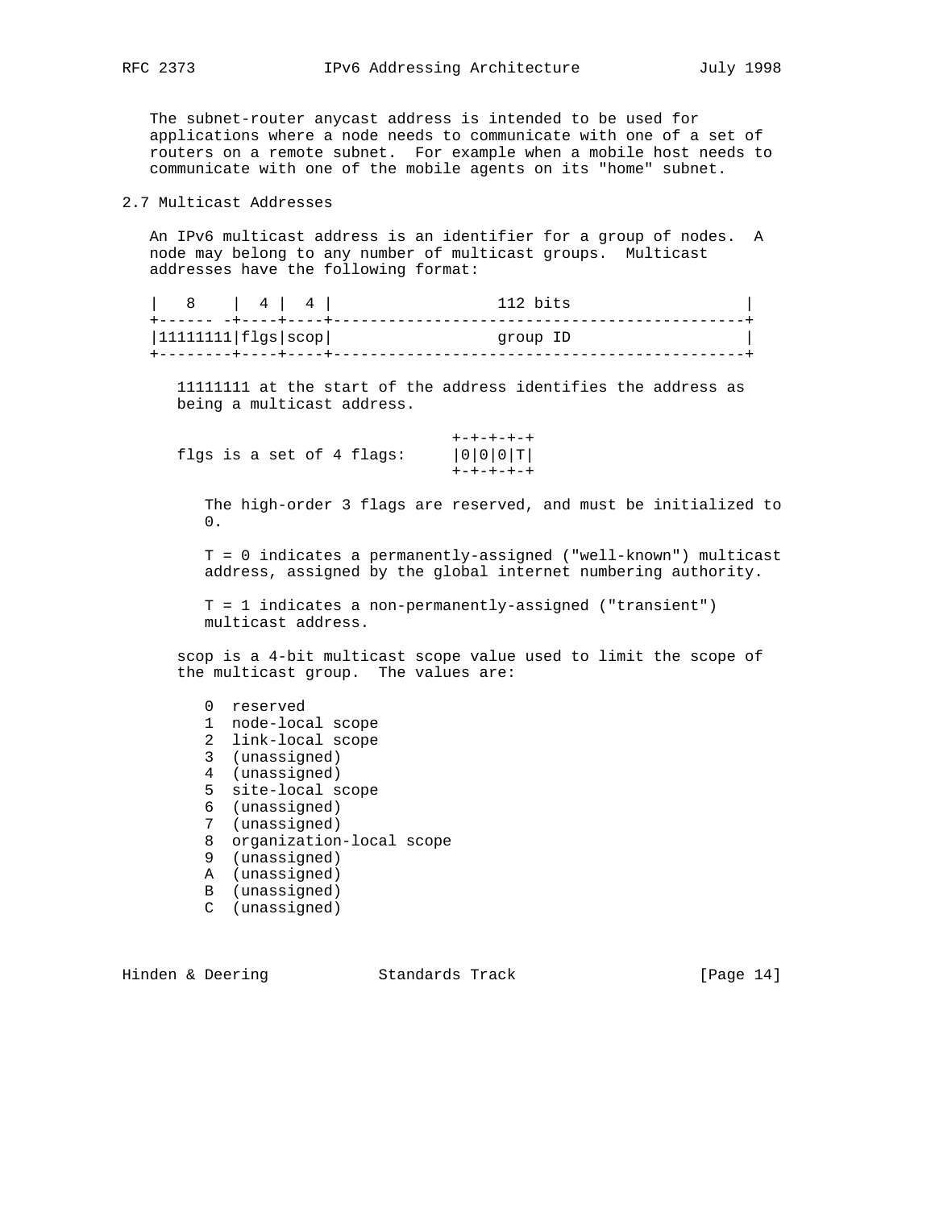The subnet-router anycast address is intended to be used for applications where a node needs to communicate with one of a set of routers on a remote subnet. For example when a mobile host needs to communicate with one of the mobile agents on its "home" subnet.

## 2.7 Multicast Addresses

An IPv6 multicast address is an identifier for a group of nodes. A node may belong to any number of multicast groups. Multicast addresses have the following format:

```
|   8    |  4 |  4 |                  112 bits                   |
+------ -+----+----+---------------------------------------------+
|11111111|flgs|scop|                  group ID                   |
+--------+----+----+---------------------------------------------+
```

11111111 at the start of the address identifies the address as being a multicast address.

```
                                 +-+-+-+-+
flgs is a set of 4 flags:        |0|0|0|T|
                                 +-+-+-+-+
```

The high-order 3 flags are reserved, and must be initialized to 0.

T = 0 indicates a permanently-assigned ("well-known") multicast address, assigned by the global internet numbering authority.

T = 1 indicates a non-permanently-assigned ("transient") multicast address.

scop is a 4-bit multicast scope value used to limit the scope of the multicast group. The values are:

```
0  reserved
1  node-local scope
2  link-local scope
3  (unassigned)
4  (unassigned)
5  site-local scope
6  (unassigned)
7  (unassigned)
8  organization-local scope
9  (unassigned)
A  (unassigned)
B  (unassigned)
C  (unassigned)
```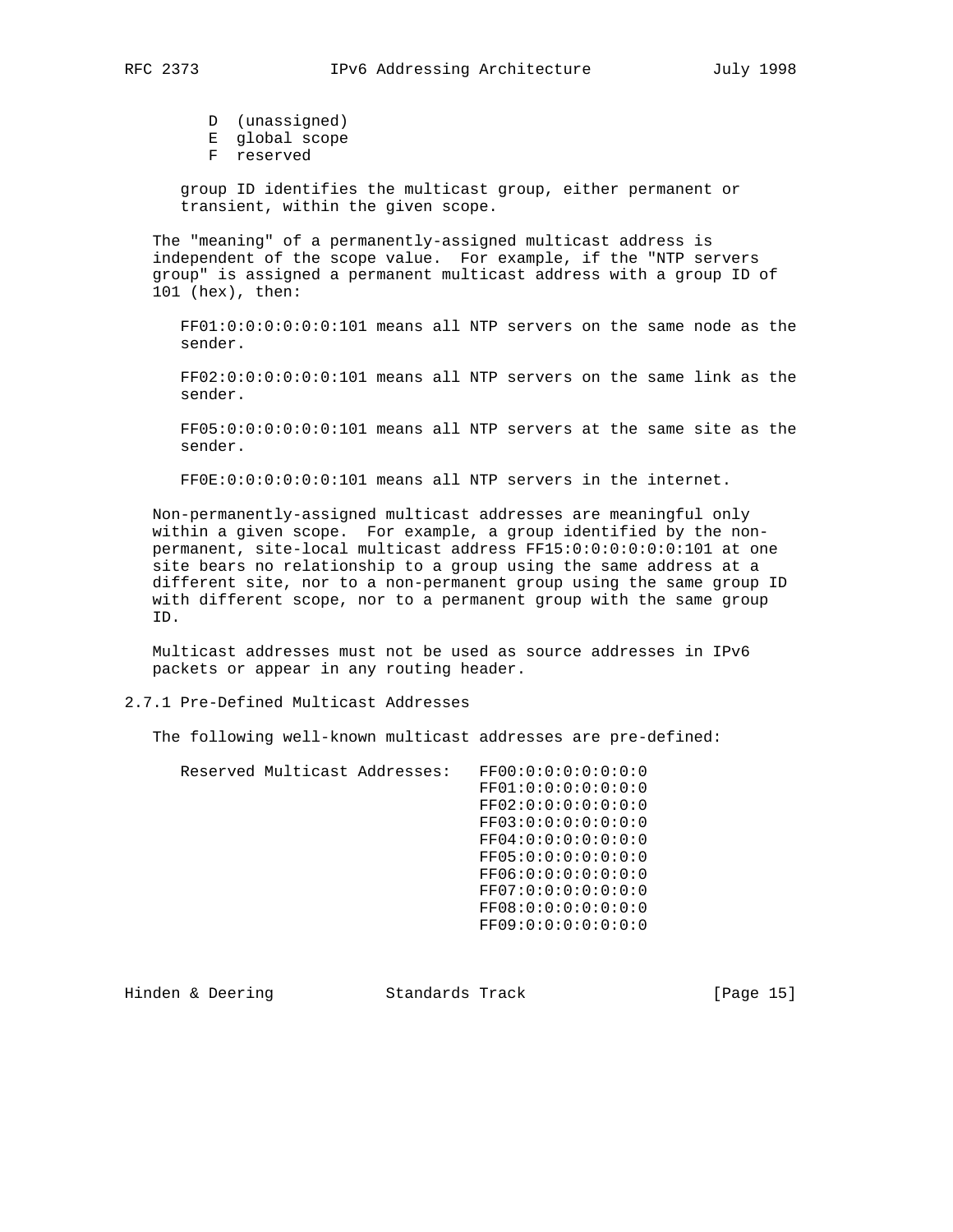D  (unassigned)
E  global scope
F  reserved

group ID identifies the multicast group, either permanent or transient, within the given scope.

The "meaning" of a permanently-assigned multicast address is independent of the scope value. For example, if the "NTP servers group" is assigned a permanent multicast address with a group ID of 101 (hex), then:

FF01:0:0:0:0:0:0:101 means all NTP servers on the same node as the sender.

FF02:0:0:0:0:0:0:101 means all NTP servers on the same link as the sender.

FF05:0:0:0:0:0:0:101 means all NTP servers at the same site as the sender.

FF0E:0:0:0:0:0:0:101 means all NTP servers in the internet.

Non-permanently-assigned multicast addresses are meaningful only within a given scope. For example, a group identified by the non-permanent, site-local multicast address FF15:0:0:0:0:0:0:101 at one site bears no relationship to a group using the same address at a different site, nor to a non-permanent group using the same group ID with different scope, nor to a permanent group with the same group ID.

Multicast addresses must not be used as source addresses in IPv6 packets or appear in any routing header.

### 2.7.1 Pre-Defined Multicast Addresses

The following well-known multicast addresses are pre-defined:

```
Reserved Multicast Addresses:   FF00:0:0:0:0:0:0:0
                                FF01:0:0:0:0:0:0:0
                                FF02:0:0:0:0:0:0:0
                                FF03:0:0:0:0:0:0:0
                                FF04:0:0:0:0:0:0:0
                                FF05:0:0:0:0:0:0:0
                                FF06:0:0:0:0:0:0:0
                                FF07:0:0:0:0:0:0:0
                                FF08:0:0:0:0:0:0:0
                                FF09:0:0:0:0:0:0:0
```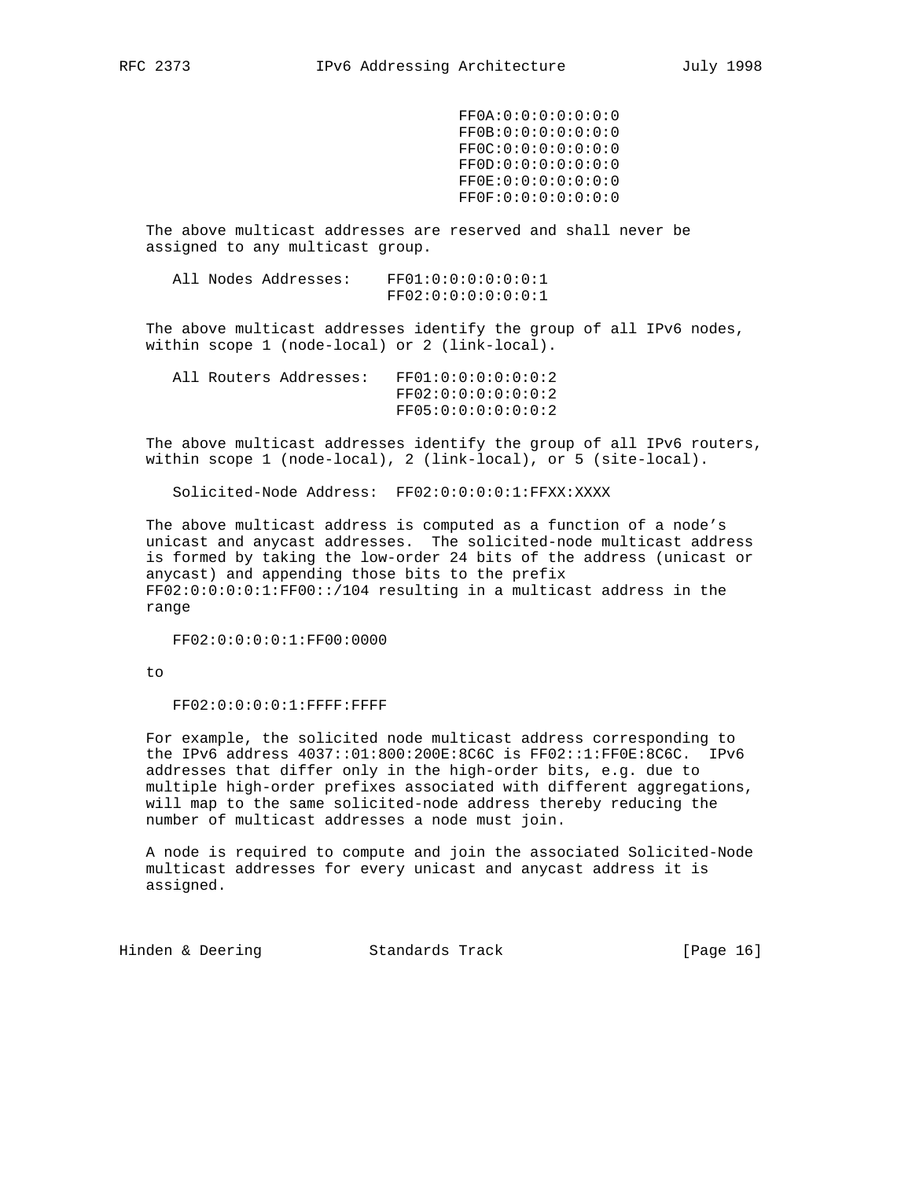```
FF0A:0:0:0:0:0:0:0
FF0B:0:0:0:0:0:0:0
FF0C:0:0:0:0:0:0:0
FF0D:0:0:0:0:0:0:0
FF0E:0:0:0:0:0:0:0
FF0F:0:0:0:0:0:0:0
```

The above multicast addresses are reserved and shall never be assigned to any multicast group.

```
All Nodes Addresses:    FF01:0:0:0:0:0:0:1
                        FF02:0:0:0:0:0:0:1
```

The above multicast addresses identify the group of all IPv6 nodes, within scope 1 (node-local) or 2 (link-local).

```
All Routers Addresses:   FF01:0:0:0:0:0:0:2
                         FF02:0:0:0:0:0:0:2
                         FF05:0:0:0:0:0:0:2
```

The above multicast addresses identify the group of all IPv6 routers, within scope 1 (node-local), 2 (link-local), or 5 (site-local).

```
Solicited-Node Address:  FF02:0:0:0:0:1:FFXX:XXXX
```

The above multicast address is computed as a function of a node's unicast and anycast addresses. The solicited-node multicast address is formed by taking the low-order 24 bits of the address (unicast or anycast) and appending those bits to the prefix FF02:0:0:0:0:1:FF00::/104 resulting in a multicast address in the range

```
FF02:0:0:0:0:1:FF00:0000
```

to

```
FF02:0:0:0:0:1:FFFF:FFFF
```

For example, the solicited node multicast address corresponding to the IPv6 address 4037::01:800:200E:8C6C is FF02::1:FF0E:8C6C. IPv6 addresses that differ only in the high-order bits, e.g. due to multiple high-order prefixes associated with different aggregations, will map to the same solicited-node address thereby reducing the number of multicast addresses a node must join.

A node is required to compute and join the associated Solicited-Node multicast addresses for every unicast and anycast address it is assigned.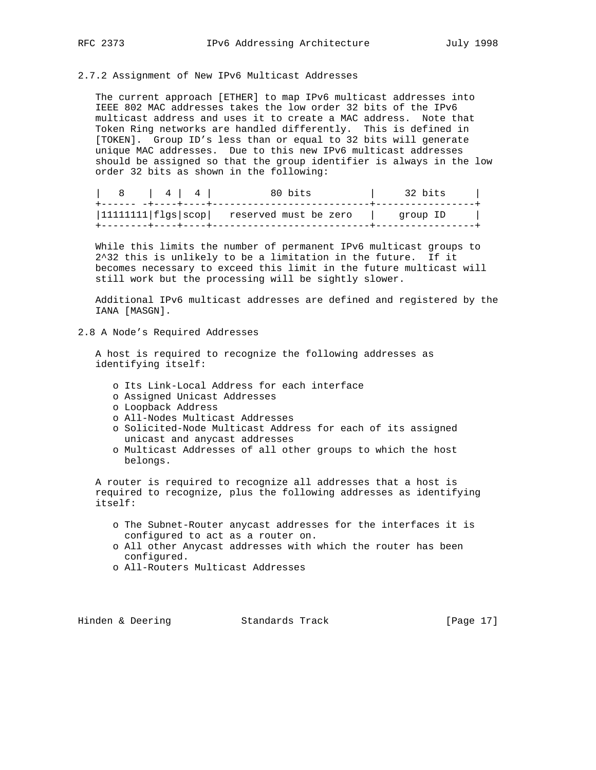### 2.7.2 Assignment of New IPv6 Multicast Addresses

The current approach [ETHER] to map IPv6 multicast addresses into IEEE 802 MAC addresses takes the low order 32 bits of the IPv6 multicast address and uses it to create a MAC address. Note that Token Ring networks are handled differently. This is defined in [TOKEN]. Group ID's less than or equal to 32 bits will generate unique MAC addresses. Due to this new IPv6 multicast addresses should be assigned so that the group identifier is always in the low order 32 bits as shown in the following:

```
|   8    |  4 |  4 |          80 bits          |     32 bits     |
+------ -+----+----+---------------------------+-----------------+
|11111111|flgs|scop|   reserved must be zero   |    group ID     |
+--------+----+----+---------------------------+-----------------+
```

While this limits the number of permanent IPv6 multicast groups to 2^32 this is unlikely to be a limitation in the future. If it becomes necessary to exceed this limit in the future multicast will still work but the processing will be sightly slower.

Additional IPv6 multicast addresses are defined and registered by the IANA [MASGN].

## 2.8 A Node's Required Addresses

A host is required to recognize the following addresses as identifying itself:

- Its Link-Local Address for each interface
- Assigned Unicast Addresses
- Loopback Address
- All-Nodes Multicast Addresses
- Solicited-Node Multicast Address for each of its assigned unicast and anycast addresses
- Multicast Addresses of all other groups to which the host belongs.

A router is required to recognize all addresses that a host is required to recognize, plus the following addresses as identifying itself:

- The Subnet-Router anycast addresses for the interfaces it is configured to act as a router on.
- All other Anycast addresses with which the router has been configured.
- All-Routers Multicast Addresses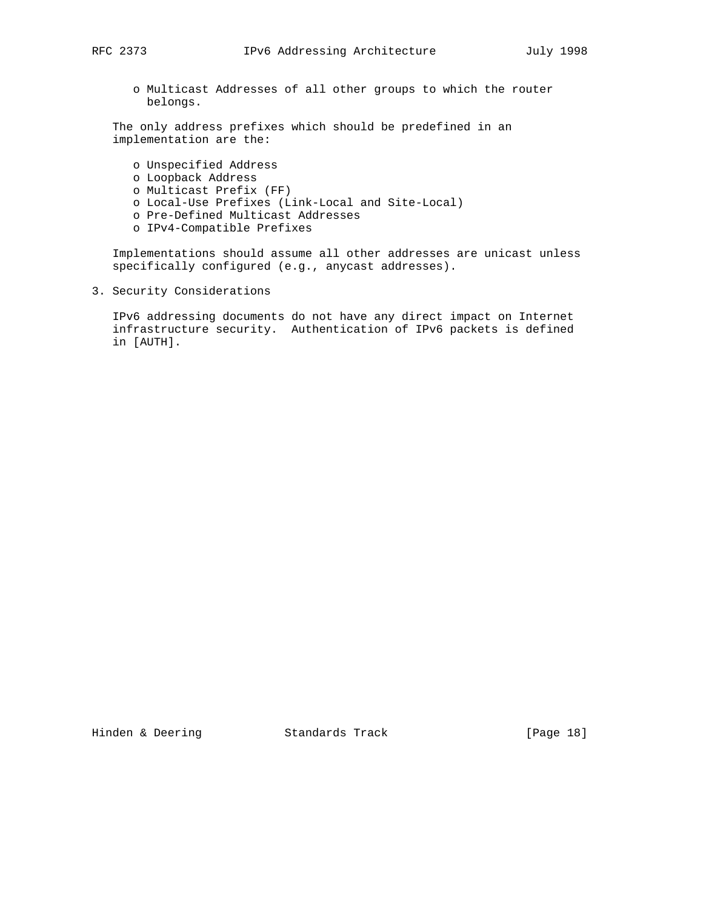- Multicast Addresses of all other groups to which the router belongs.

The only address prefixes which should be predefined in an implementation are the:

- Unspecified Address
- Loopback Address
- Multicast Prefix (FF)
- Local-Use Prefixes (Link-Local and Site-Local)
- Pre-Defined Multicast Addresses
- IPv4-Compatible Prefixes

Implementations should assume all other addresses are unicast unless specifically configured (e.g., anycast addresses).

## 3. Security Considerations

IPv6 addressing documents do not have any direct impact on Internet infrastructure security. Authentication of IPv6 packets is defined in [AUTH].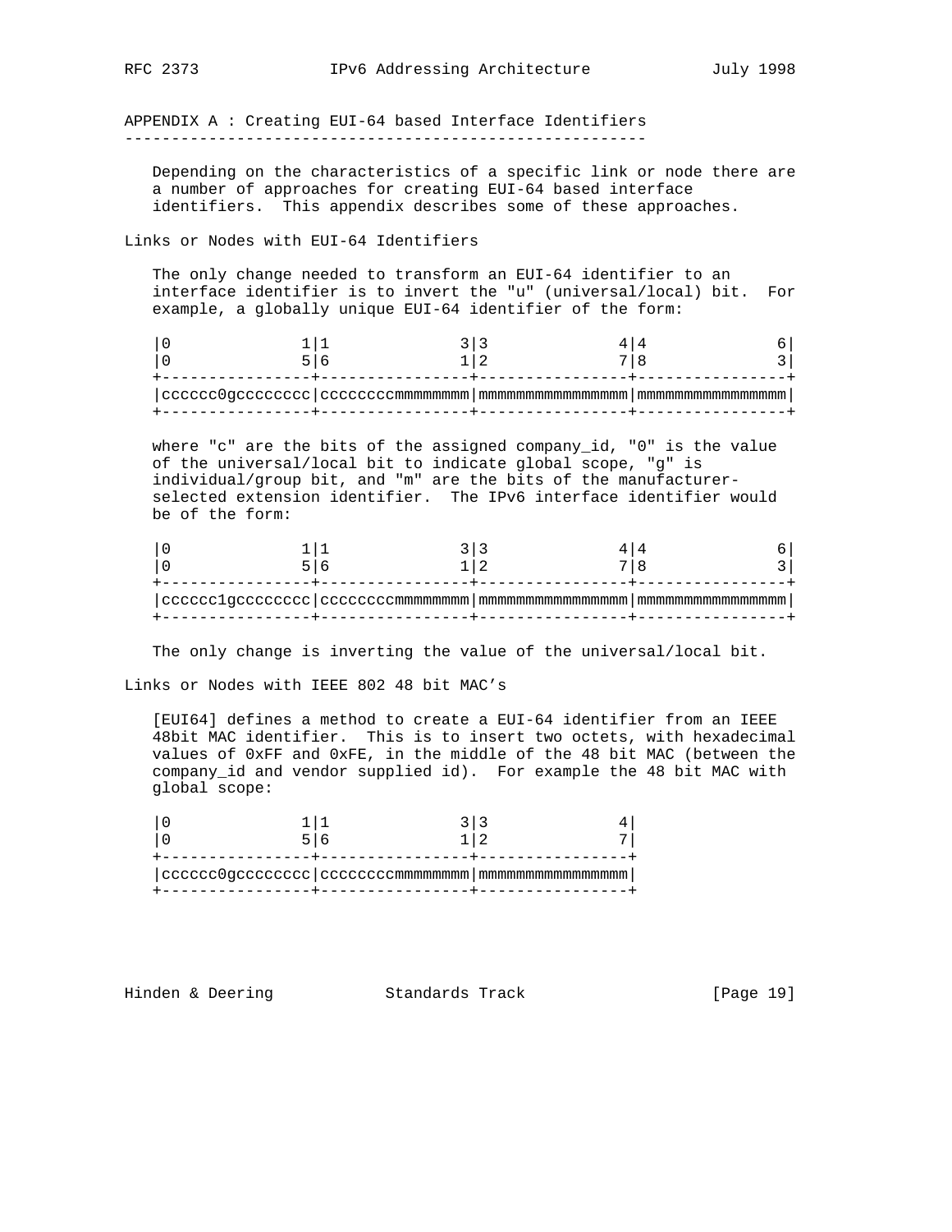## APPENDIX A : Creating EUI-64 based Interface Identifiers

Depending on the characteristics of a specific link or node there are a number of approaches for creating EUI-64 based interface identifiers. This appendix describes some of these approaches.

### Links or Nodes with EUI-64 Identifiers

The only change needed to transform an EUI-64 identifier to an interface identifier is to invert the "u" (universal/local) bit. For example, a globally unique EUI-64 identifier of the form:

```
|0              1|1              3|3              4|4              6|
|0              5|6              1|2              7|8              3|
+----------------+----------------+----------------+----------------+
|cccccc0gcccccccc|ccccccccmmmmmmmm|mmmmmmmmmmmmmmmm|mmmmmmmmmmmmmmmm|
+----------------+----------------+----------------+----------------+
```

where "c" are the bits of the assigned company_id, "0" is the value of the universal/local bit to indicate global scope, "g" is individual/group bit, and "m" are the bits of the manufacturer-selected extension identifier. The IPv6 interface identifier would be of the form:

```
|0              1|1              3|3              4|4              6|
|0              5|6              1|2              7|8              3|
+----------------+----------------+----------------+----------------+
|cccccc1gcccccccc|ccccccccmmmmmmmm|mmmmmmmmmmmmmmmm|mmmmmmmmmmmmmmmm|
+----------------+----------------+----------------+----------------+
```

The only change is inverting the value of the universal/local bit.

### Links or Nodes with IEEE 802 48 bit MAC's

[EUI64] defines a method to create a EUI-64 identifier from an IEEE 48bit MAC identifier. This is to insert two octets, with hexadecimal values of 0xFF and 0xFE, in the middle of the 48 bit MAC (between the company_id and vendor supplied id). For example the 48 bit MAC with global scope:

```
|0              1|1              3|3              4|
|0              5|6              1|2              7|
+----------------+----------------+----------------+
|cccccc0gcccccccc|ccccccccmmmmmmmm|mmmmmmmmmmmmmmmm|
+----------------+----------------+----------------+
```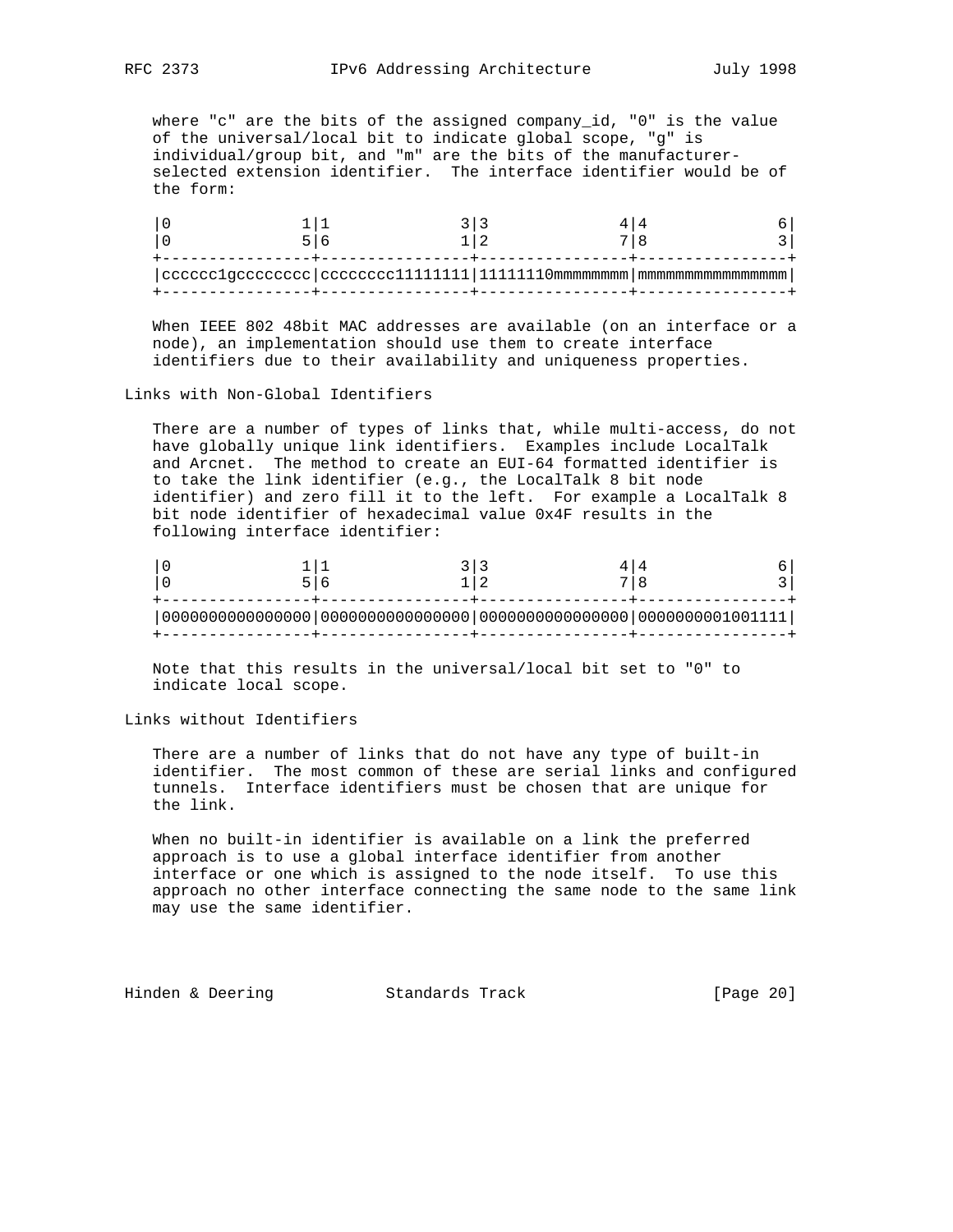where "c" are the bits of the assigned company_id, "0" is the value of the universal/local bit to indicate global scope, "g" is individual/group bit, and "m" are the bits of the manufacturer-selected extension identifier. The interface identifier would be of the form:

```
|0              1|1              3|3              4|4              6|
|0              5|6              1|2              7|8              3|
+----------------+----------------+----------------+----------------+
|cccccc1gcccccccc|cccccccc11111111|11111110mmmmmmmm|mmmmmmmmmmmmmmmm|
+----------------+----------------+----------------+----------------+
```

When IEEE 802 48bit MAC addresses are available (on an interface or a node), an implementation should use them to create interface identifiers due to their availability and uniqueness properties.

Links with Non-Global Identifiers

There are a number of types of links that, while multi-access, do not have globally unique link identifiers. Examples include LocalTalk and Arcnet. The method to create an EUI-64 formatted identifier is to take the link identifier (e.g., the LocalTalk 8 bit node identifier) and zero fill it to the left. For example a LocalTalk 8 bit node identifier of hexadecimal value 0x4F results in the following interface identifier:

```
|0              1|1              3|3              4|4              6|
|0              5|6              1|2              7|8              3|
+----------------+----------------+----------------+----------------+
|0000000000000000|0000000000000000|0000000000000000|0000000001001111|
+----------------+----------------+----------------+----------------+
```

Note that this results in the universal/local bit set to "0" to indicate local scope.

Links without Identifiers

There are a number of links that do not have any type of built-in identifier. The most common of these are serial links and configured tunnels. Interface identifiers must be chosen that are unique for the link.

When no built-in identifier is available on a link the preferred approach is to use a global interface identifier from another interface or one which is assigned to the node itself. To use this approach no other interface connecting the same node to the same link may use the same identifier.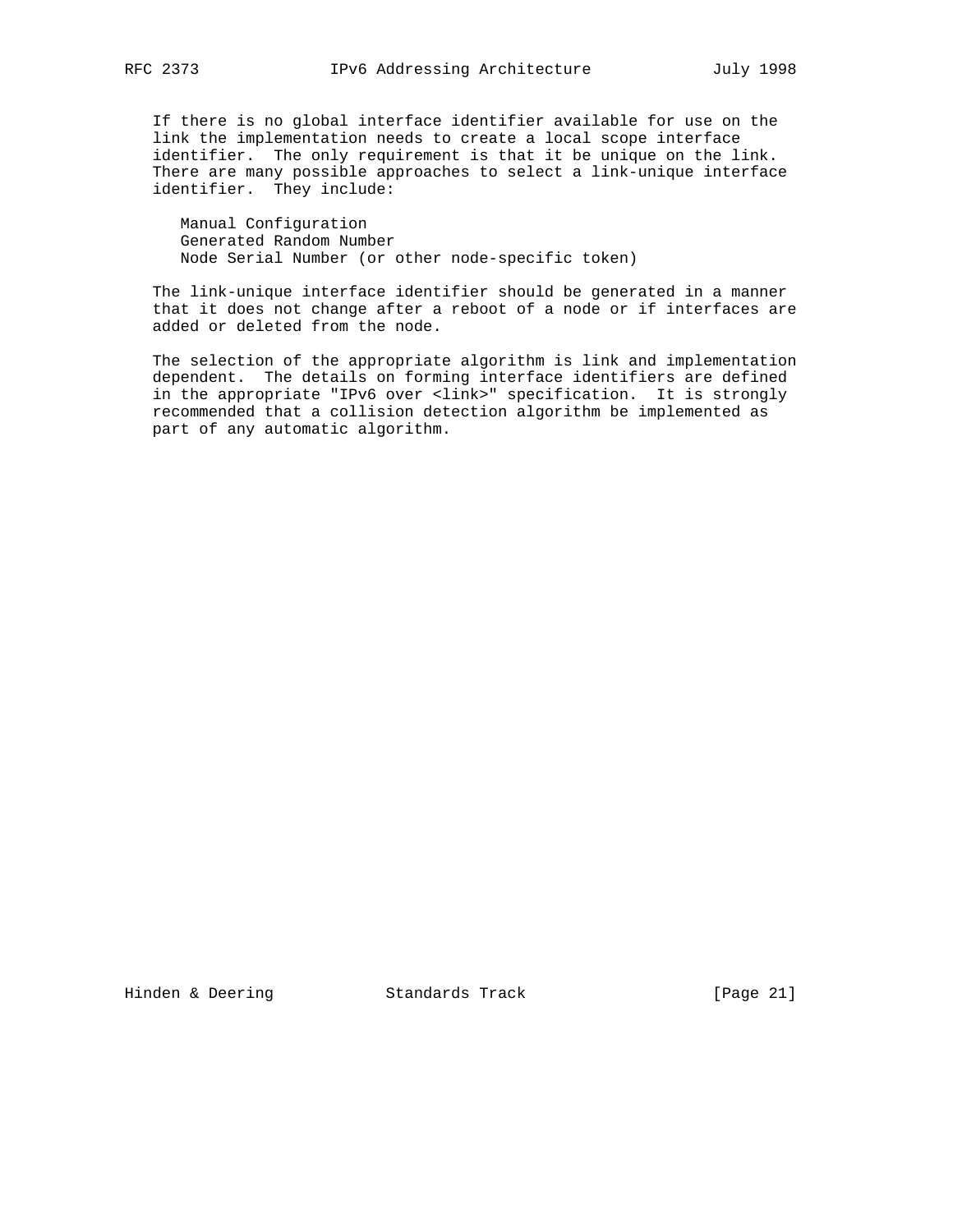If there is no global interface identifier available for use on the link the implementation needs to create a local scope interface identifier. The only requirement is that it be unique on the link. There are many possible approaches to select a link-unique interface identifier. They include:

- Manual Configuration
- Generated Random Number
- Node Serial Number (or other node-specific token)

The link-unique interface identifier should be generated in a manner that it does not change after a reboot of a node or if interfaces are added or deleted from the node.

The selection of the appropriate algorithm is link and implementation dependent. The details on forming interface identifiers are defined in the appropriate "IPv6 over <link>" specification. It is strongly recommended that a collision detection algorithm be implemented as part of any automatic algorithm.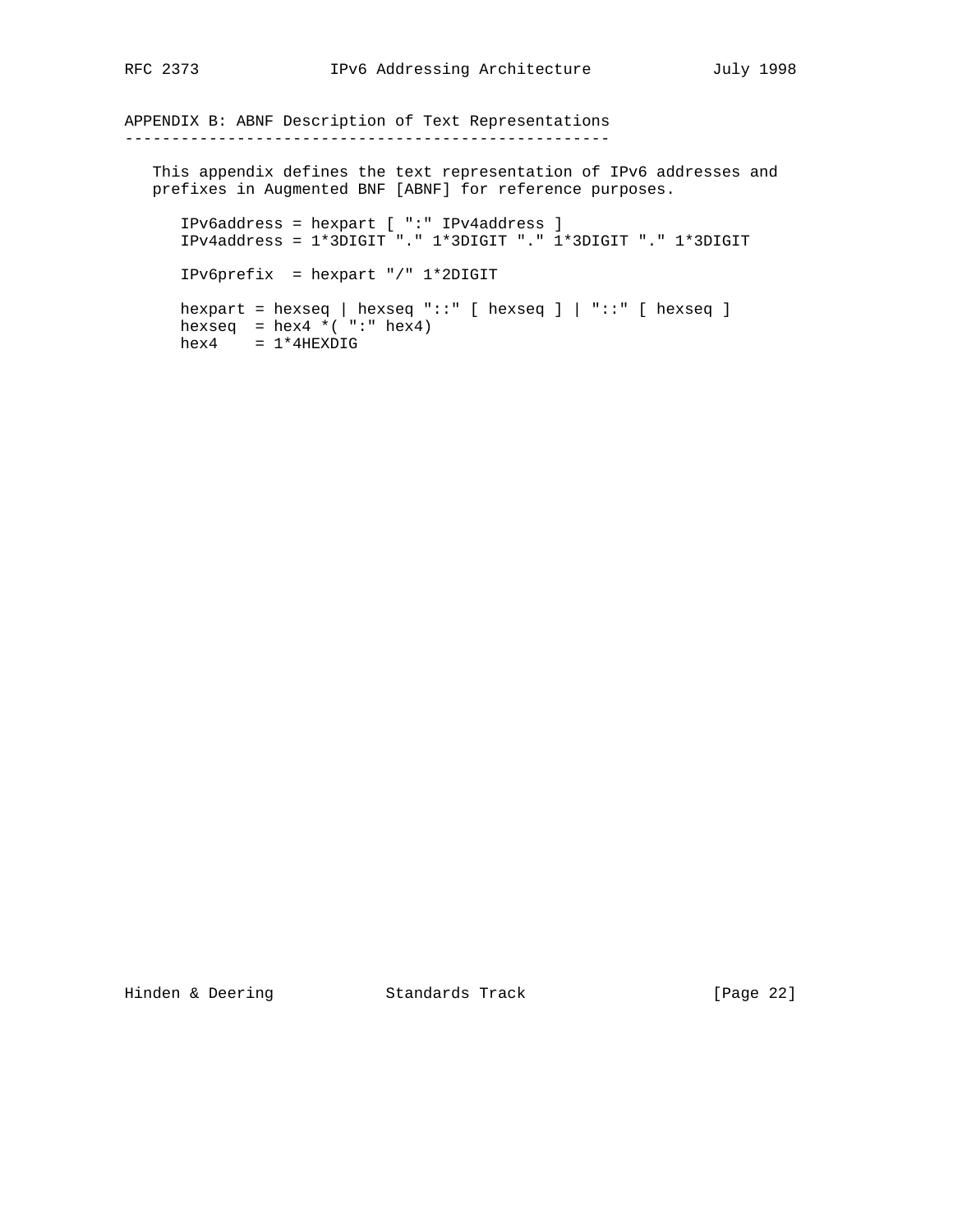## APPENDIX B: ABNF Description of Text Representations

This appendix defines the text representation of IPv6 addresses and prefixes in Augmented BNF [ABNF] for reference purposes.

```
IPv6address = hexpart [ ":" IPv4address ]
IPv4address = 1*3DIGIT "." 1*3DIGIT "." 1*3DIGIT "." 1*3DIGIT

IPv6prefix  = hexpart "/" 1*2DIGIT

hexpart = hexseq | hexseq "::" [ hexseq ] | "::" [ hexseq ]
hexseq  = hex4 *( ":" hex4)
hex4    = 1*4HEXDIG
```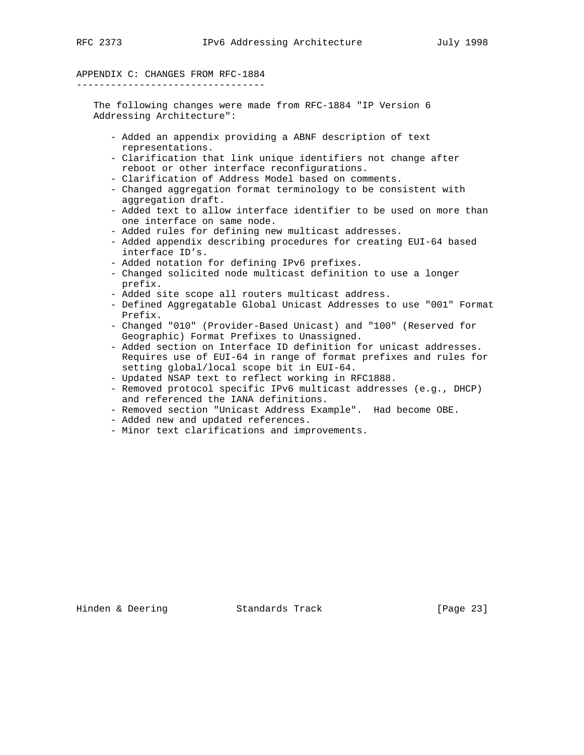## APPENDIX C: CHANGES FROM RFC-1884

The following changes were made from RFC-1884 "IP Version 6 Addressing Architecture":

- Added an appendix providing a ABNF description of text representations.
- Clarification that link unique identifiers not change after reboot or other interface reconfigurations.
- Clarification of Address Model based on comments.
- Changed aggregation format terminology to be consistent with aggregation draft.
- Added text to allow interface identifier to be used on more than one interface on same node.
- Added rules for defining new multicast addresses.
- Added appendix describing procedures for creating EUI-64 based interface ID's.
- Added notation for defining IPv6 prefixes.
- Changed solicited node multicast definition to use a longer prefix.
- Added site scope all routers multicast address.
- Defined Aggregatable Global Unicast Addresses to use "001" Format Prefix.
- Changed "010" (Provider-Based Unicast) and "100" (Reserved for Geographic) Format Prefixes to Unassigned.
- Added section on Interface ID definition for unicast addresses. Requires use of EUI-64 in range of format prefixes and rules for setting global/local scope bit in EUI-64.
- Updated NSAP text to reflect working in RFC1888.
- Removed protocol specific IPv6 multicast addresses (e.g., DHCP) and referenced the IANA definitions.
- Removed section "Unicast Address Example". Had become OBE.
- Added new and updated references.
- Minor text clarifications and improvements.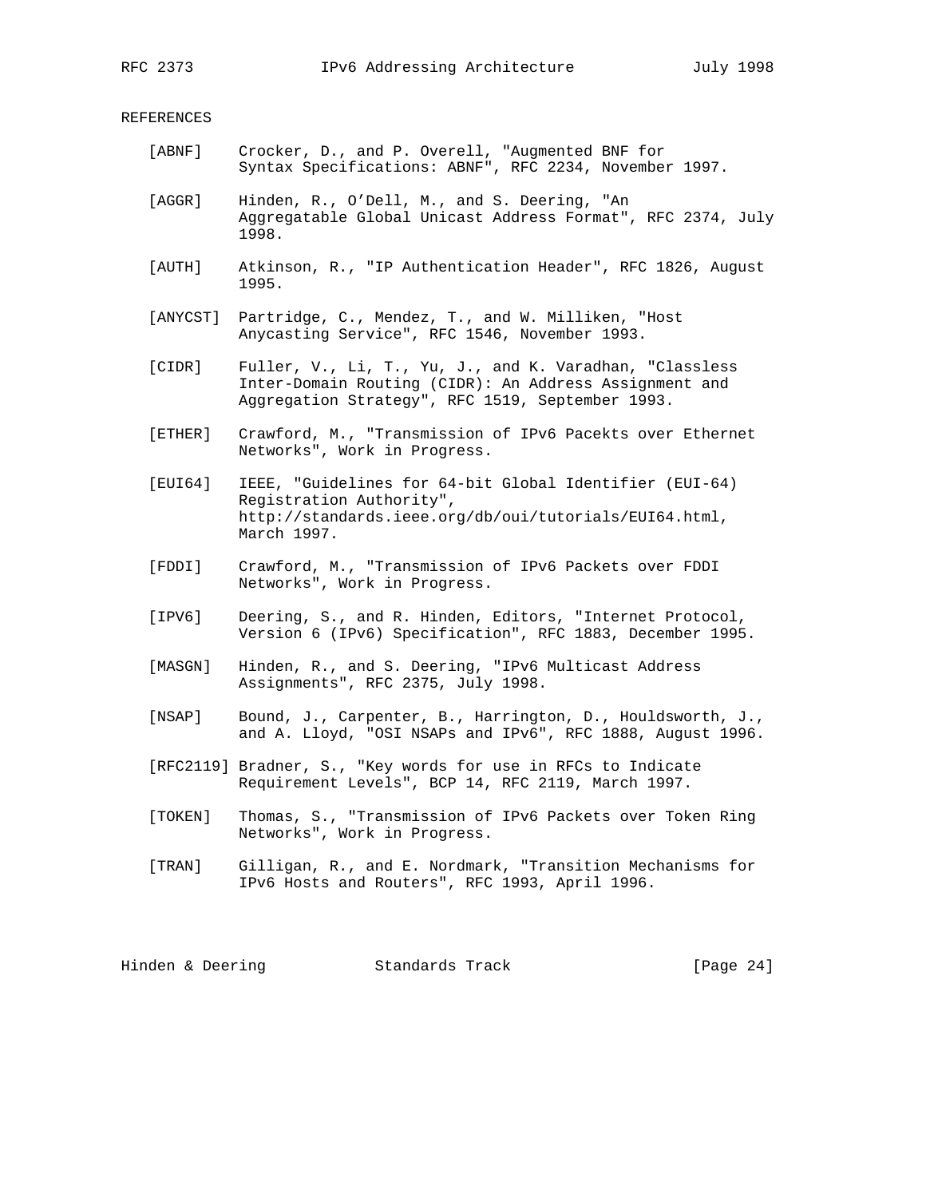## REFERENCES

[ABNF] Crocker, D., and P. Overell, "Augmented BNF for Syntax Specifications: ABNF", RFC 2234, November 1997.

[AGGR] Hinden, R., O'Dell, M., and S. Deering, "An Aggregatable Global Unicast Address Format", RFC 2374, July 1998.

[AUTH] Atkinson, R., "IP Authentication Header", RFC 1826, August 1995.

[ANYCST] Partridge, C., Mendez, T., and W. Milliken, "Host Anycasting Service", RFC 1546, November 1993.

[CIDR] Fuller, V., Li, T., Yu, J., and K. Varadhan, "Classless Inter-Domain Routing (CIDR): An Address Assignment and Aggregation Strategy", RFC 1519, September 1993.

[ETHER] Crawford, M., "Transmission of IPv6 Pacekts over Ethernet Networks", Work in Progress.

[EUI64] IEEE, "Guidelines for 64-bit Global Identifier (EUI-64) Registration Authority", http://standards.ieee.org/db/oui/tutorials/EUI64.html, March 1997.

[FDDI] Crawford, M., "Transmission of IPv6 Packets over FDDI Networks", Work in Progress.

[IPV6] Deering, S., and R. Hinden, Editors, "Internet Protocol, Version 6 (IPv6) Specification", RFC 1883, December 1995.

[MASGN] Hinden, R., and S. Deering, "IPv6 Multicast Address Assignments", RFC 2375, July 1998.

[NSAP] Bound, J., Carpenter, B., Harrington, D., Houldsworth, J., and A. Lloyd, "OSI NSAPs and IPv6", RFC 1888, August 1996.

[RFC2119] Bradner, S., "Key words for use in RFCs to Indicate Requirement Levels", BCP 14, RFC 2119, March 1997.

[TOKEN] Thomas, S., "Transmission of IPv6 Packets over Token Ring Networks", Work in Progress.

[TRAN] Gilligan, R., and E. Nordmark, "Transition Mechanisms for IPv6 Hosts and Routers", RFC 1993, April 1996.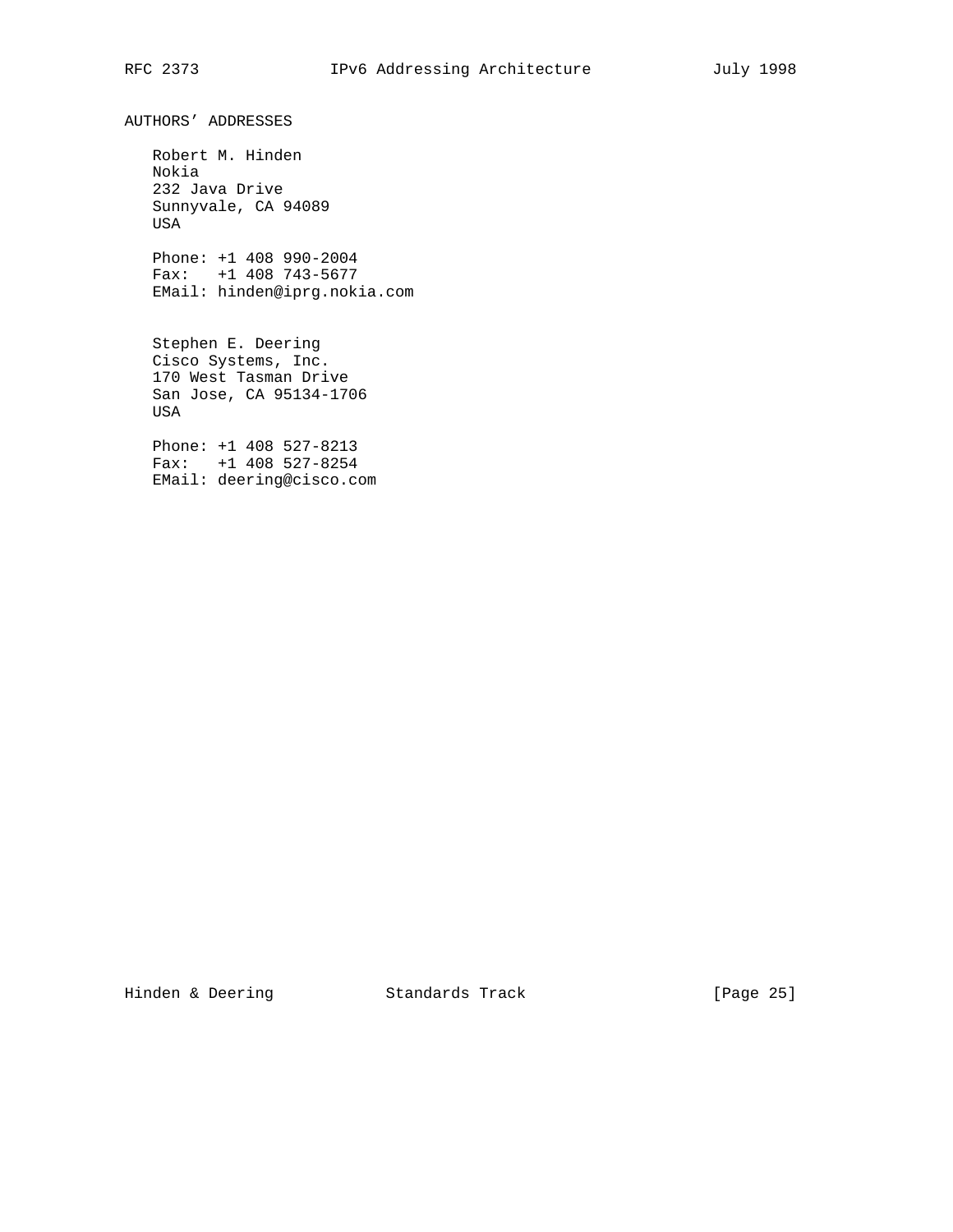## AUTHORS' ADDRESSES

Robert M. Hinden
Nokia
232 Java Drive
Sunnyvale, CA 94089
USA

Phone: +1 408 990-2004
Fax:   +1 408 743-5677
EMail: hinden@iprg.nokia.com

Stephen E. Deering
Cisco Systems, Inc.
170 West Tasman Drive
San Jose, CA 95134-1706
USA

Phone: +1 408 527-8213
Fax:   +1 408 527-8254
EMail: deering@cisco.com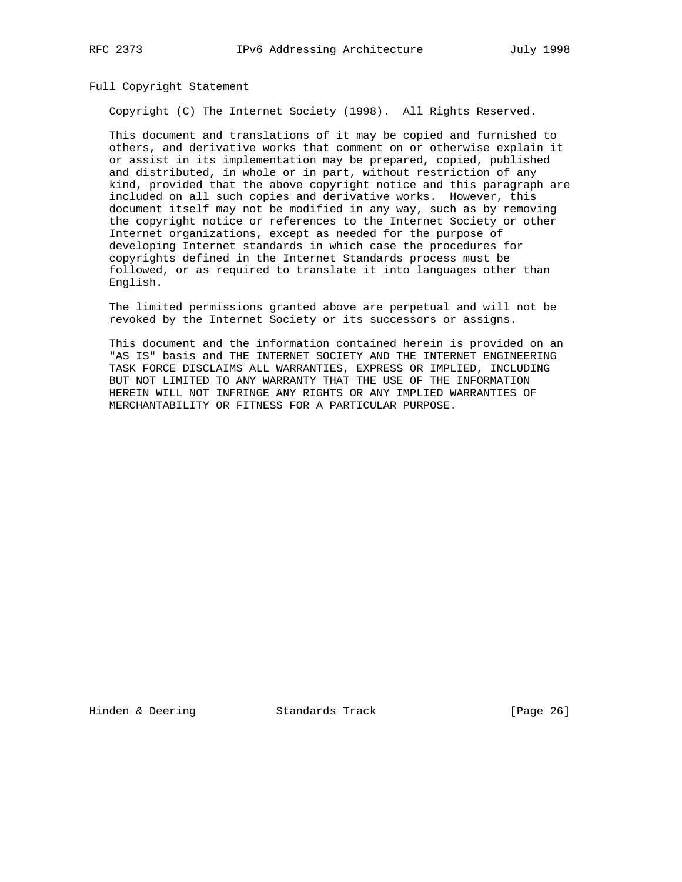## Full Copyright Statement

Copyright (C) The Internet Society (1998). All Rights Reserved.

This document and translations of it may be copied and furnished to others, and derivative works that comment on or otherwise explain it or assist in its implementation may be prepared, copied, published and distributed, in whole or in part, without restriction of any kind, provided that the above copyright notice and this paragraph are included on all such copies and derivative works. However, this document itself may not be modified in any way, such as by removing the copyright notice or references to the Internet Society or other Internet organizations, except as needed for the purpose of developing Internet standards in which case the procedures for copyrights defined in the Internet Standards process must be followed, or as required to translate it into languages other than English.

The limited permissions granted above are perpetual and will not be revoked by the Internet Society or its successors or assigns.

This document and the information contained herein is provided on an "AS IS" basis and THE INTERNET SOCIETY AND THE INTERNET ENGINEERING TASK FORCE DISCLAIMS ALL WARRANTIES, EXPRESS OR IMPLIED, INCLUDING BUT NOT LIMITED TO ANY WARRANTY THAT THE USE OF THE INFORMATION HEREIN WILL NOT INFRINGE ANY RIGHTS OR ANY IMPLIED WARRANTIES OF MERCHANTABILITY OR FITNESS FOR A PARTICULAR PURPOSE.